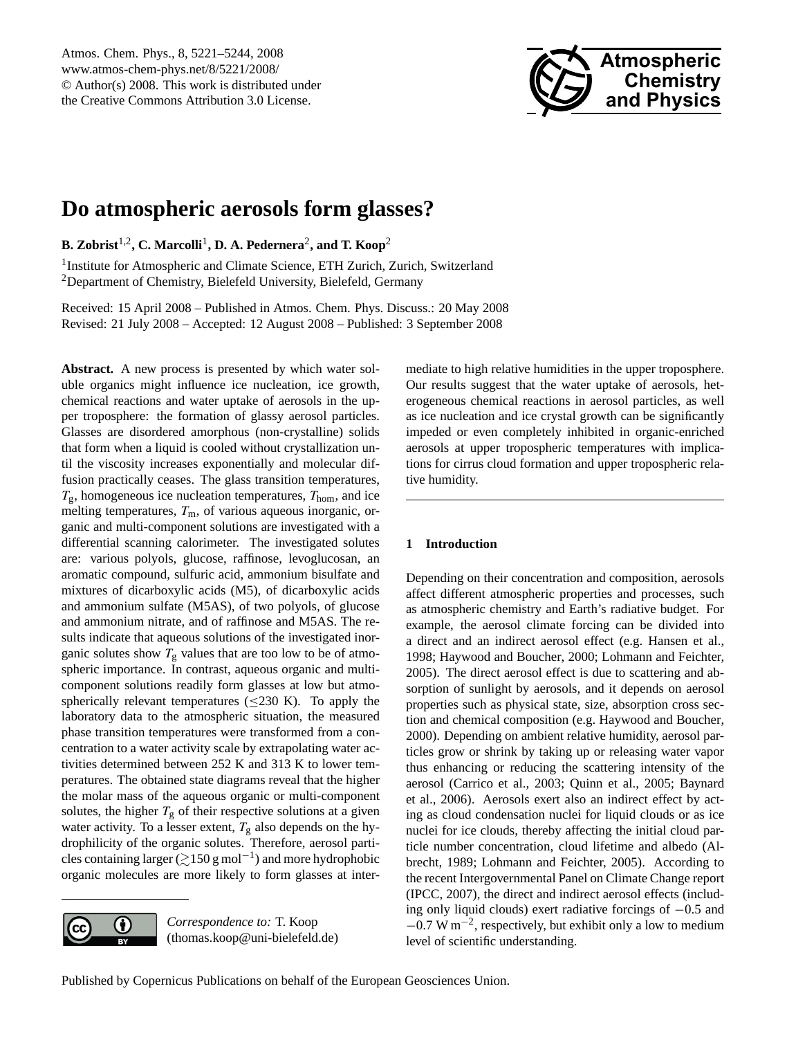# Do atmospheric aerosols form glasses?

**B. Zobrist**[1,2], **C. Marcolli**[1], **D. A. Pedernera**[2], **and T. Koop**[2]

[1]Institute for Atmospheric and Climate Science, ETH Zurich, Zurich, Switzerland

[2]Department of Chemistry, Bielefeld University, Bielefeld, Germany

Received: 15 April 2008 – Published in Atmos. Chem. Phys. Discuss.: 20 May 2008
Revised: 21 July 2008 – Accepted: 12 August 2008 – Published: 3 September 2008

**Abstract.** A new process is presented by which water soluble organics might influence ice nucleation, ice growth, chemical reactions and water uptake of aerosols in the upper troposphere: the formation of glassy aerosol particles. Glasses are disordered amorphous (non-crystalline) solids that form when a liquid is cooled without crystallization until the viscosity increases exponentially and molecular diffusion practically ceases. The glass transition temperatures, $T_g$, homogeneous ice nucleation temperatures, $T_{hom}$, and ice melting temperatures, $T_m$, of various aqueous inorganic, organic and multi-component solutions are investigated with a differential scanning calorimeter. The investigated solutes are: various polyols, glucose, raffinose, levoglucosan, an aromatic compound, sulfuric acid, ammonium bisulfate and mixtures of dicarboxylic acids (M5), of dicarboxylic acids and ammonium sulfate (M5AS), of two polyols, of glucose and ammonium nitrate, and of raffinose and M5AS. The results indicate that aqueous solutions of the investigated inorganic solutes show $T_g$ values that are too low to be of atmospheric importance. In contrast, aqueous organic and multi-component solutions readily form glasses at low but atmospherically relevant temperatures ($\leq$230 K). To apply the laboratory data to the atmospheric situation, the measured phase transition temperatures were transformed from a concentration to a water activity scale by extrapolating water activities determined between 252 K and 313 K to lower temperatures. The obtained state diagrams reveal that the higher the molar mass of the aqueous organic or multi-component solutes, the higher $T_g$ of their respective solutions at a given water activity. To a lesser extent, $T_g$ also depends on the hydrophilicity of the organic solutes. Therefore, aerosol particles containing larger ($\gtrsim$150 g mol$^{-1}$) and more hydrophobic organic molecules are more likely to form glasses at intermediate to high relative humidities in the upper troposphere. Our results suggest that the water uptake of aerosols, heterogeneous chemical reactions in aerosol particles, as well as ice nucleation and ice crystal growth can be significantly impeded or even completely inhibited in organic-enriched aerosols at upper tropospheric temperatures with implications for cirrus cloud formation and upper tropospheric relative humidity.

## 1 Introduction

Depending on their concentration and composition, aerosols affect different atmospheric properties and processes, such as atmospheric chemistry and Earth's radiative budget. For example, the aerosol climate forcing can be divided into a direct and an indirect aerosol effect (e.g. Hansen et al., 1998; Haywood and Boucher, 2000; Lohmann and Feichter, 2005). The direct aerosol effect is due to scattering and absorption of sunlight by aerosols, and it depends on aerosol properties such as physical state, size, absorption cross section and chemical composition (e.g. Haywood and Boucher, 2000). Depending on ambient relative humidity, aerosol particles grow or shrink by taking up or releasing water vapor thus enhancing or reducing the scattering intensity of the aerosol (Carrico et al., 2003; Quinn et al., 2005; Baynard et al., 2006). Aerosols exert also an indirect effect by acting as cloud condensation nuclei for liquid clouds or as ice nuclei for ice clouds, thereby affecting the initial cloud particle number concentration, cloud lifetime and albedo (Albrecht, 1989; Lohmann and Feichter, 2005). According to the recent Intergovernmental Panel on Climate Change report (IPCC, 2007), the direct and indirect aerosol effects (including only liquid clouds) exert radiative forcings of −0.5 and −0.7 W m$^{-2}$, respectively, but exhibit only a low to medium level of scientific understanding.

*Correspondence to:* T. Koop
(thomas.koop@uni-bielefeld.de)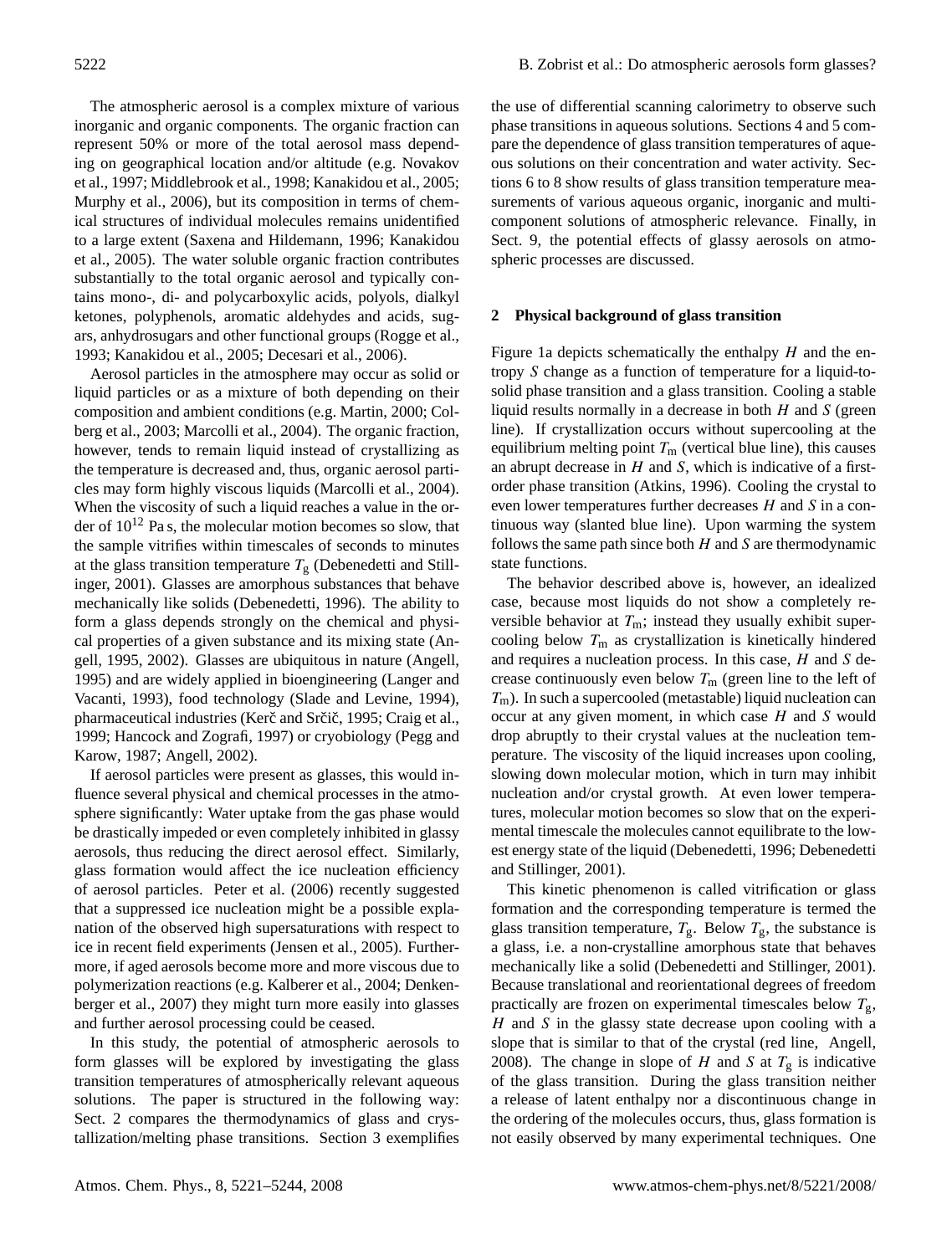The atmospheric aerosol is a complex mixture of various inorganic and organic components. The organic fraction can represent 50% or more of the total aerosol mass depending on geographical location and/or altitude (e.g. Novakov et al., 1997; Middlebrook et al., 1998; Kanakidou et al., 2005; Murphy et al., 2006), but its composition in terms of chemical structures of individual molecules remains unidentified to a large extent (Saxena and Hildemann, 1996; Kanakidou et al., 2005). The water soluble organic fraction contributes substantially to the total organic aerosol and typically contains mono-, di- and polycarboxylic acids, polyols, dialkyl ketones, polyphenols, aromatic aldehydes and acids, sugars, anhydrosugars and other functional groups (Rogge et al., 1993; Kanakidou et al., 2005; Decesari et al., 2006).

Aerosol particles in the atmosphere may occur as solid or liquid particles or as a mixture of both depending on their composition and ambient conditions (e.g. Martin, 2000; Colberg et al., 2003; Marcolli et al., 2004). The organic fraction, however, tends to remain liquid instead of crystallizing as the temperature is decreased and, thus, organic aerosol particles may form highly viscous liquids (Marcolli et al., 2004). When the viscosity of such a liquid reaches a value in the order of $10^{12}$ Pa s, the molecular motion becomes so slow, that the sample vitrifies within timescales of seconds to minutes at the glass transition temperature $T_g$ (Debenedetti and Stillinger, 2001). Glasses are amorphous substances that behave mechanically like solids (Debenedetti, 1996). The ability to form a glass depends strongly on the chemical and physical properties of a given substance and its mixing state (Angell, 1995, 2002). Glasses are ubiquitous in nature (Angell, 1995) and are widely applied in bioengineering (Langer and Vacanti, 1993), food technology (Slade and Levine, 1994), pharmaceutical industries (Kerč and Srčič, 1995; Craig et al., 1999; Hancock and Zografi, 1997) or cryobiology (Pegg and Karow, 1987; Angell, 2002).

If aerosol particles were present as glasses, this would influence several physical and chemical processes in the atmosphere significantly: Water uptake from the gas phase would be drastically impeded or even completely inhibited in glassy aerosols, thus reducing the direct aerosol effect. Similarly, glass formation would affect the ice nucleation efficiency of aerosol particles. Peter et al. (2006) recently suggested that a suppressed ice nucleation might be a possible explanation of the observed high supersaturations with respect to ice in recent field experiments (Jensen et al., 2005). Furthermore, if aged aerosols become more and more viscous due to polymerization reactions (e.g. Kalberer et al., 2004; Denkenberger et al., 2007) they might turn more easily into glasses and further aerosol processing could be ceased.

In this study, the potential of atmospheric aerosols to form glasses will be explored by investigating the glass transition temperatures of atmospherically relevant aqueous solutions. The paper is structured in the following way: Sect. 2 compares the thermodynamics of glass and crystallization/melting phase transitions. Section 3 exemplifies the use of differential scanning calorimetry to observe such phase transitions in aqueous solutions. Sections 4 and 5 compare the dependence of glass transition temperatures of aqueous solutions on their concentration and water activity. Sections 6 to 8 show results of glass transition temperature measurements of various aqueous organic, inorganic and multicomponent solutions of atmospheric relevance. Finally, in Sect. 9, the potential effects of glassy aerosols on atmospheric processes are discussed.

## 2 Physical background of glass transition

Figure 1a depicts schematically the enthalpy $H$ and the entropy $S$ change as a function of temperature for a liquid-to-solid phase transition and a glass transition. Cooling a stable liquid results normally in a decrease in both $H$ and $S$ (green line). If crystallization occurs without supercooling at the equilibrium melting point $T_m$ (vertical blue line), this causes an abrupt decrease in $H$ and $S$, which is indicative of a first-order phase transition (Atkins, 1996). Cooling the crystal to even lower temperatures further decreases $H$ and $S$ in a continuous way (slanted blue line). Upon warming the system follows the same path since both $H$ and $S$ are thermodynamic state functions.

The behavior described above is, however, an idealized case, because most liquids do not show a completely reversible behavior at $T_m$; instead they usually exhibit supercooling below $T_m$ as crystallization is kinetically hindered and requires a nucleation process. In this case, $H$ and $S$ decrease continuously even below $T_m$ (green line to the left of $T_m$). In such a supercooled (metastable) liquid nucleation can occur at any given moment, in which case $H$ and $S$ would drop abruptly to their crystal values at the nucleation temperature. The viscosity of the liquid increases upon cooling, slowing down molecular motion, which in turn may inhibit nucleation and/or crystal growth. At even lower temperatures, molecular motion becomes so slow that on the experimental timescale the molecules cannot equilibrate to the lowest energy state of the liquid (Debenedetti, 1996; Debenedetti and Stillinger, 2001).

This kinetic phenomenon is called vitrification or glass formation and the corresponding temperature is termed the glass transition temperature, $T_g$. Below $T_g$, the substance is a glass, i.e. a non-crystalline amorphous state that behaves mechanically like a solid (Debenedetti and Stillinger, 2001). Because translational and reorientational degrees of freedom practically are frozen on experimental timescales below $T_g$, $H$ and $S$ in the glassy state decrease upon cooling with a slope that is similar to that of the crystal (red line, Angell, 2008). The change in slope of $H$ and $S$ at $T_g$ is indicative of the glass transition. During the glass transition neither a release of latent enthalpy nor a discontinuous change in the ordering of the molecules occurs, thus, glass formation is not easily observed by many experimental techniques. One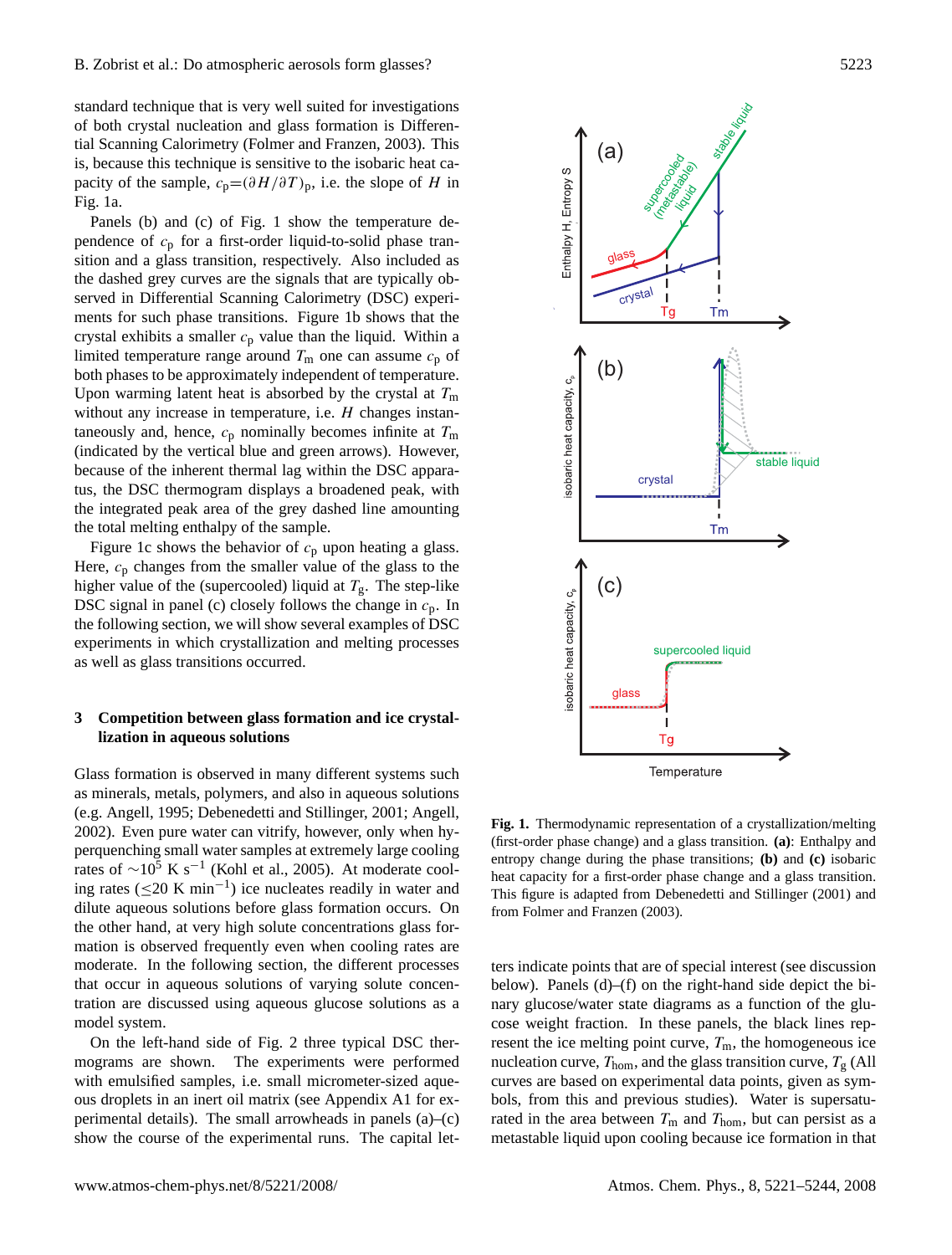standard technique that is very well suited for investigations of both crystal nucleation and glass formation is Differential Scanning Calorimetry (Folmer and Franzen, 2003). This is, because this technique is sensitive to the isobaric heat capacity of the sample, $c_p=(\partial H/\partial T)_p$, i.e. the slope of $H$ in Fig. 1a.

Panels (b) and (c) of Fig. 1 show the temperature dependence of $c_p$ for a first-order liquid-to-solid phase transition and a glass transition, respectively. Also included as the dashed grey curves are the signals that are typically observed in Differential Scanning Calorimetry (DSC) experiments for such phase transitions. Figure 1b shows that the crystal exhibits a smaller $c_p$ value than the liquid. Within a limited temperature range around $T_m$ one can assume $c_p$ of both phases to be approximately independent of temperature. Upon warming latent heat is absorbed by the crystal at $T_m$ without any increase in temperature, i.e. $H$ changes instantaneously and, hence, $c_p$ nominally becomes infinite at $T_m$ (indicated by the vertical blue and green arrows). However, because of the inherent thermal lag within the DSC apparatus, the DSC thermogram displays a broadened peak, with the integrated peak area of the grey dashed line amounting the total melting enthalpy of the sample.

Figure 1c shows the behavior of $c_p$ upon heating a glass. Here, $c_p$ changes from the smaller value of the glass to the higher value of the (supercooled) liquid at $T_g$. The step-like DSC signal in panel (c) closely follows the change in $c_p$. In the following section, we will show several examples of DSC experiments in which crystallization and melting processes as well as glass transitions occurred.

**Fig. 1.** Thermodynamic representation of a crystallization/melting (first-order phase change) and a glass transition. **(a)**: Enthalpy and entropy change during the phase transitions; **(b)** and **(c)** isobaric heat capacity for a first-order phase change and a glass transition. This figure is adapted from Debenedetti and Stillinger (2001) and from Folmer and Franzen (2003).

## 3 Competition between glass formation and ice crystallization in aqueous solutions

Glass formation is observed in many different systems such as minerals, metals, polymers, and also in aqueous solutions (e.g. Angell, 1995; Debenedetti and Stillinger, 2001; Angell, 2002). Even pure water can vitrify, however, only when hyperquenching small water samples at extremely large cooling rates of $\sim 10^5$ K s$^{-1}$ (Kohl et al., 2005). At moderate cooling rates ($\leq 20$ K min$^{-1}$) ice nucleates readily in water and dilute aqueous solutions before glass formation occurs. On the other hand, at very high solute concentrations glass formation is observed frequently even when cooling rates are moderate. In the following section, the different processes that occur in aqueous solutions of varying solute concentration are discussed using aqueous glucose solutions as a model system.

On the left-hand side of Fig. 2 three typical DSC thermograms are shown. The experiments were performed with emulsified samples, i.e. small micrometer-sized aqueous droplets in an inert oil matrix (see Appendix A1 for experimental details). The small arrowheads in panels (a)–(c) show the course of the experimental runs. The capital letters indicate points that are of special interest (see discussion below). Panels (d)–(f) on the right-hand side depict the binary glucose/water state diagrams as a function of the glucose weight fraction. In these panels, the black lines represent the ice melting point curve, $T_m$, the homogeneous ice nucleation curve, $T_{hom}$, and the glass transition curve, $T_g$ (All curves are based on experimental data points, given as symbols, from this and previous studies). Water is supersaturated in the area between $T_m$ and $T_{hom}$, but can persist as a metastable liquid upon cooling because ice formation in that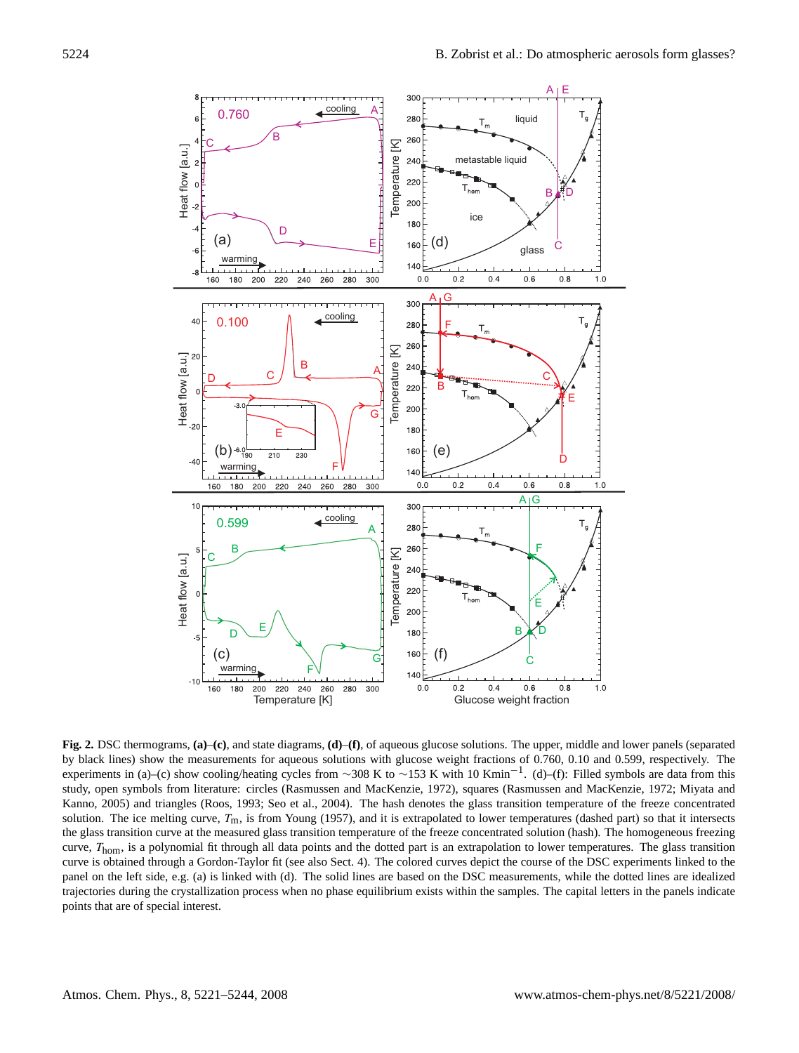**Fig. 2.** DSC thermograms, **(a)–(c)**, and state diagrams, **(d)–(f)**, of aqueous glucose solutions. The upper, middle and lower panels (separated by black lines) show the measurements for aqueous solutions with glucose weight fractions of 0.760, 0.10 and 0.599, respectively. The experiments in (a)–(c) show cooling/heating cycles from ~308 K to ~153 K with 10 $\text{Kmin}^{-1}$. (d)–(f): Filled symbols are data from this study, open symbols from literature: circles (Rasmussen and MacKenzie, 1972), squares (Rasmussen and MacKenzie, 1972; Miyata and Kanno, 2005) and triangles (Roos, 1993; Seo et al., 2004). The hash denotes the glass transition temperature of the freeze concentrated solution. The ice melting curve, $T_m$, is from Young (1957), and it is extrapolated to lower temperatures (dashed part) so that it intersects the glass transition curve at the measured glass transition temperature of the freeze concentrated solution (hash). The homogeneous freezing curve, $T_{hom}$, is a polynomial fit through all data points and the dotted part is an extrapolation to lower temperatures. The glass transition curve is obtained through a Gordon-Taylor fit (see also Sect. 4). The colored curves depict the course of the DSC experiments linked to the panel on the left side, e.g. (a) is linked with (d). The solid lines are based on the DSC measurements, while the dotted lines are idealized trajectories during the crystallization process when no phase equilibrium exists within the samples. The capital letters in the panels indicate points that are of special interest.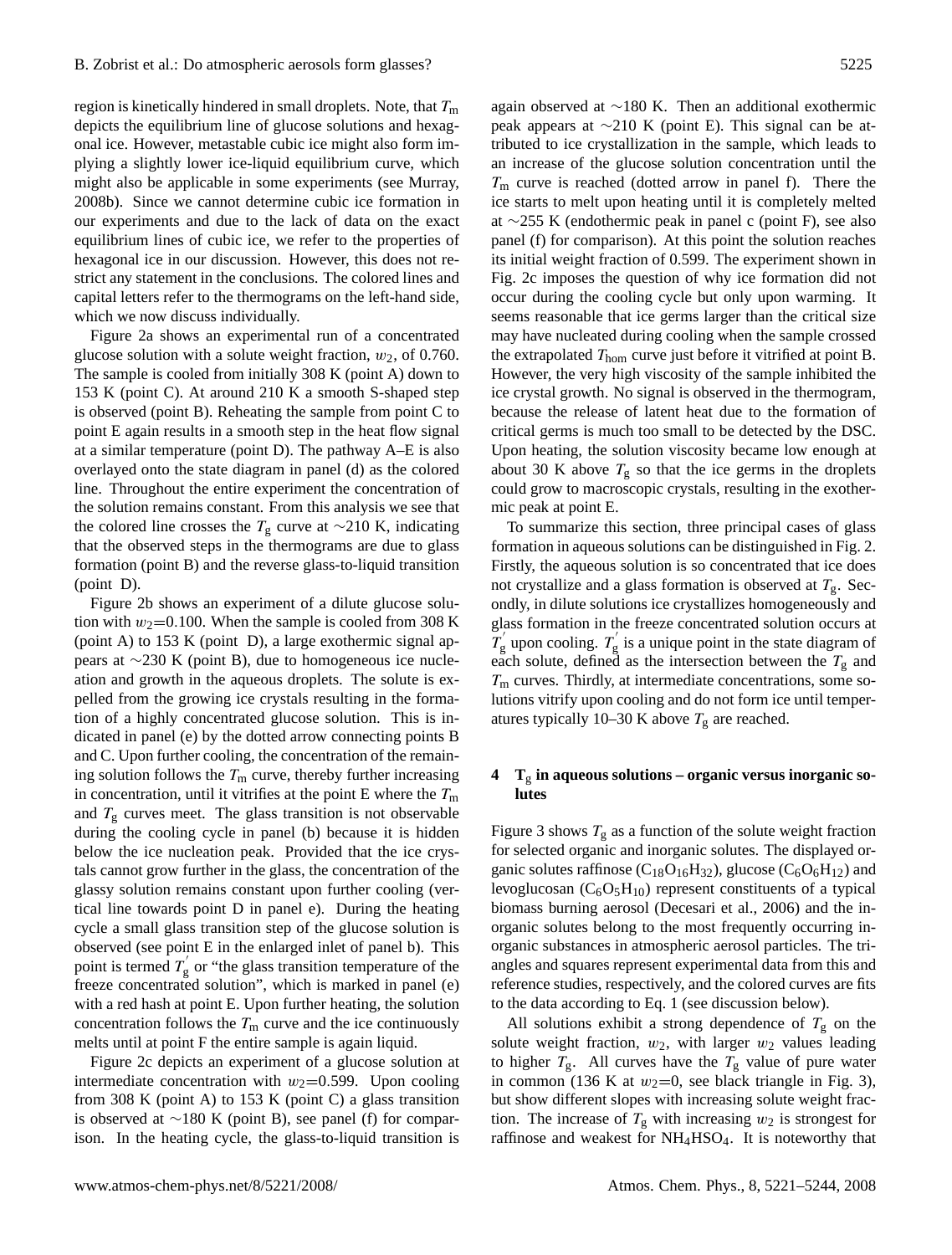region is kinetically hindered in small droplets. Note, that $T_m$ depicts the equilibrium line of glucose solutions and hexagonal ice. However, metastable cubic ice might also form implying a slightly lower ice-liquid equilibrium curve, which might also be applicable in some experiments (see Murray, 2008b). Since we cannot determine cubic ice formation in our experiments and due to the lack of data on the exact equilibrium lines of cubic ice, we refer to the properties of hexagonal ice in our discussion. However, this does not restrict any statement in the conclusions. The colored lines and capital letters refer to the thermograms on the left-hand side, which we now discuss individually.

Figure 2a shows an experimental run of a concentrated glucose solution with a solute weight fraction, $w_2$, of 0.760. The sample is cooled from initially 308 K (point A) down to 153 K (point C). At around 210 K a smooth S-shaped step is observed (point B). Reheating the sample from point C to point E again results in a smooth step in the heat flow signal at a similar temperature (point D). The pathway A–E is also overlayed onto the state diagram in panel (d) as the colored line. Throughout the entire experiment the concentration of the solution remains constant. From this analysis we see that the colored line crosses the $T_g$ curve at ∼210 K, indicating that the observed steps in the thermograms are due to glass formation (point B) and the reverse glass-to-liquid transition (point D).

Figure 2b shows an experiment of a dilute glucose solution with $w_2$=0.100. When the sample is cooled from 308 K (point A) to 153 K (point D), a large exothermic signal appears at ∼230 K (point B), due to homogeneous ice nucleation and growth in the aqueous droplets. The solute is expelled from the growing ice crystals resulting in the formation of a highly concentrated glucose solution. This is indicated in panel (e) by the dotted arrow connecting points B and C. Upon further cooling, the concentration of the remaining solution follows the $T_m$ curve, thereby further increasing in concentration, until it vitrifies at the point E where the $T_m$ and $T_g$ curves meet. The glass transition is not observable during the cooling cycle in panel (b) because it is hidden below the ice nucleation peak. Provided that the ice crystals cannot grow further in the glass, the concentration of the glassy solution remains constant upon further cooling (vertical line towards point D in panel e). During the heating cycle a small glass transition step of the glucose solution is observed (see point E in the enlarged inlet of panel b). This point is termed $T_g'$ or "the glass transition temperature of the freeze concentrated solution", which is marked in panel (e) with a red hash at point E. Upon further heating, the solution concentration follows the $T_m$ curve and the ice continuously melts until at point F the entire sample is again liquid.

Figure 2c depicts an experiment of a glucose solution at intermediate concentration with $w_2$=0.599. Upon cooling from 308 K (point A) to 153 K (point C) a glass transition is observed at ∼180 K (point B), see panel (f) for comparison. In the heating cycle, the glass-to-liquid transition is again observed at ∼180 K. Then an additional exothermic peak appears at ∼210 K (point E). This signal can be attributed to ice crystallization in the sample, which leads to an increase of the glucose solution concentration until the $T_m$ curve is reached (dotted arrow in panel f). There the ice starts to melt upon heating until it is completely melted at ∼255 K (endothermic peak in panel c (point F), see also panel (f) for comparison). At this point the solution reaches its initial weight fraction of 0.599. The experiment shown in Fig. 2c imposes the question of why ice formation did not occur during the cooling cycle but only upon warming. It seems reasonable that ice germs larger than the critical size may have nucleated during cooling when the sample crossed the extrapolated $T_{hom}$ curve just before it vitrified at point B. However, the very high viscosity of the sample inhibited the ice crystal growth. No signal is observed in the thermogram, because the release of latent heat due to the formation of critical germs is much too small to be detected by the DSC. Upon heating, the solution viscosity became low enough at about 30 K above $T_g$ so that the ice germs in the droplets could grow to macroscopic crystals, resulting in the exothermic peak at point E.

To summarize this section, three principal cases of glass formation in aqueous solutions can be distinguished in Fig. 2. Firstly, the aqueous solution is so concentrated that ice does not crystallize and a glass formation is observed at $T_g$. Secondly, in dilute solutions ice crystallizes homogeneously and glass formation in the freeze concentrated solution occurs at $T_g'$ upon cooling. $T_g'$ is a unique point in the state diagram of each solute, defined as the intersection between the $T_g$ and $T_m$ curves. Thirdly, at intermediate concentrations, some solutions vitrify upon cooling and do not form ice until temperatures typically 10–30 K above $T_g$ are reached.

## 4 $T_g$ in aqueous solutions – organic versus inorganic solutes

Figure 3 shows $T_g$ as a function of the solute weight fraction for selected organic and inorganic solutes. The displayed organic solutes raffinose ($C_{18}O_{16}H_{32}$), glucose ($C_6O_6H_{12}$) and levoglucosan ($C_6O_5H_{10}$) represent constituents of a typical biomass burning aerosol (Decesari et al., 2006) and the inorganic solutes belong to the most frequently occurring inorganic substances in atmospheric aerosol particles. The triangles and squares represent experimental data from this and reference studies, respectively, and the colored curves are fits to the data according to Eq. 1 (see discussion below).

All solutions exhibit a strong dependence of $T_g$ on the solute weight fraction, $w_2$, with larger $w_2$ values leading to higher $T_g$. All curves have the $T_g$ value of pure water in common (136 K at $w_2$=0, see black triangle in Fig. 3), but show different slopes with increasing solute weight fraction. The increase of $T_g$ with increasing $w_2$ is strongest for raffinose and weakest for $NH_4HSO_4$. It is noteworthy that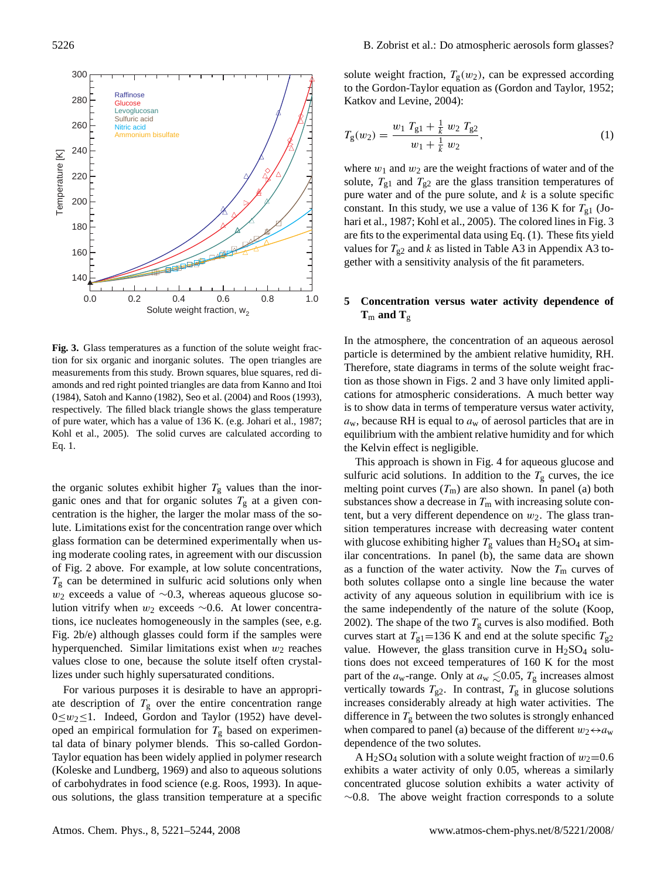Fig. 3. Glass temperatures as a function of the solute weight fraction for six organic and inorganic solutes. The open triangles are measurements from this study. Brown squares, blue squares, red diamonds and red right pointed triangles are data from Kanno and Itoi (1984), Satoh and Kanno (1982), Seo et al. (2004) and Roos (1993), respectively. The filled black triangle shows the glass temperature of pure water, which has a value of 136 K. (e.g. Johari et al., 1987; Kohl et al., 2005). The solid curves are calculated according to Eq. 1.

the organic solutes exhibit higher $T_g$ values than the inorganic ones and that for organic solutes $T_g$ at a given concentration is the higher, the larger the molar mass of the solute. Limitations exist for the concentration range over which glass formation can be determined experimentally when using moderate cooling rates, in agreement with our discussion of Fig. 2 above. For example, at low solute concentrations, $T_g$ can be determined in sulfuric acid solutions only when $w_2$ exceeds a value of $\sim$0.3, whereas aqueous glucose solution vitrify when $w_2$ exceeds $\sim$0.6. At lower concentrations, ice nucleates homogeneously in the samples (see, e.g. Fig. 2b/e) although glasses could form if the samples were hyperquenched. Similar limitations exist when $w_2$ reaches values close to one, because the solute itself often crystallizes under such highly supersaturated conditions.

For various purposes it is desirable to have an appropriate description of $T_g$ over the entire concentration range $0 \le w_2 \le 1$. Indeed, Gordon and Taylor (1952) have developed an empirical formulation for $T_g$ based on experimental data of binary polymer blends. This so-called Gordon-Taylor equation has been widely applied in polymer research (Koleske and Lundberg, 1969) and also to aqueous solutions of carbohydrates in food science (e.g. Roos, 1993). In aqueous solutions, the glass transition temperature at a specific solute weight fraction, $T_g(w_2)$, can be expressed according to the Gordon-Taylor equation as (Gordon and Taylor, 1952; Katkov and Levine, 2004):

$$T_g(w_2) = \frac{w_1\, T_{g1} + \frac{1}{k}\, w_2\, T_{g2}}{w_1 + \frac{1}{k}\, w_2}, \tag{1}$$

where $w_1$ and $w_2$ are the weight fractions of water and of the solute, $T_{g1}$ and $T_{g2}$ are the glass transition temperatures of pure water and of the pure solute, and $k$ is a solute specific constant. In this study, we use a value of 136 K for $T_{g1}$ (Johari et al., 1987; Kohl et al., 2005). The colored lines in Fig. 3 are fits to the experimental data using Eq. (1). These fits yield values for $T_{g2}$ and $k$ as listed in Table A3 in Appendix A3 together with a sensitivity analysis of the fit parameters.

## 5 Concentration versus water activity dependence of $T_m$ and $T_g$

In the atmosphere, the concentration of an aqueous aerosol particle is determined by the ambient relative humidity, RH. Therefore, state diagrams in terms of the solute weight fraction as those shown in Figs. 2 and 3 have only limited applications for atmospheric considerations. A much better way is to show data in terms of temperature versus water activity, $a_w$, because RH is equal to $a_w$ of aerosol particles that are in equilibrium with the ambient relative humidity and for which the Kelvin effect is negligible.

This approach is shown in Fig. 4 for aqueous glucose and sulfuric acid solutions. In addition to the $T_g$ curves, the ice melting point curves ($T_m$) are also shown. In panel (a) both substances show a decrease in $T_m$ with increasing solute content, but a very different dependence on $w_2$. The glass transition temperatures increase with decreasing water content with glucose exhibiting higher $T_g$ values than $H_2SO_4$ at similar concentrations. In panel (b), the same data are shown as a function of the water activity. Now the $T_m$ curves of both solutes collapse onto a single line because the water activity of any aqueous solution in equilibrium with ice is the same independently of the nature of the solute (Koop, 2002). The shape of the two $T_g$ curves is also modified. Both curves start at $T_{g1}$=136 K and end at the solute specific $T_{g2}$ value. However, the glass transition curve in $H_2SO_4$ solutions does not exceed temperatures of 160 K for the most part of the $a_w$-range. Only at $a_w \lesssim 0.05$, $T_g$ increases almost vertically towards $T_{g2}$. In contrast, $T_g$ in glucose solutions increases considerably already at high water activities. The difference in $T_g$ between the two solutes is strongly enhanced when compared to panel (a) because of the different $w_2 \leftrightarrow a_w$ dependence of the two solutes.

A $H_2SO_4$ solution with a solute weight fraction of $w_2$=0.6 exhibits a water activity of only 0.05, whereas a similarly concentrated glucose solution exhibits a water activity of $\sim$0.8. The above weight fraction corresponds to a solute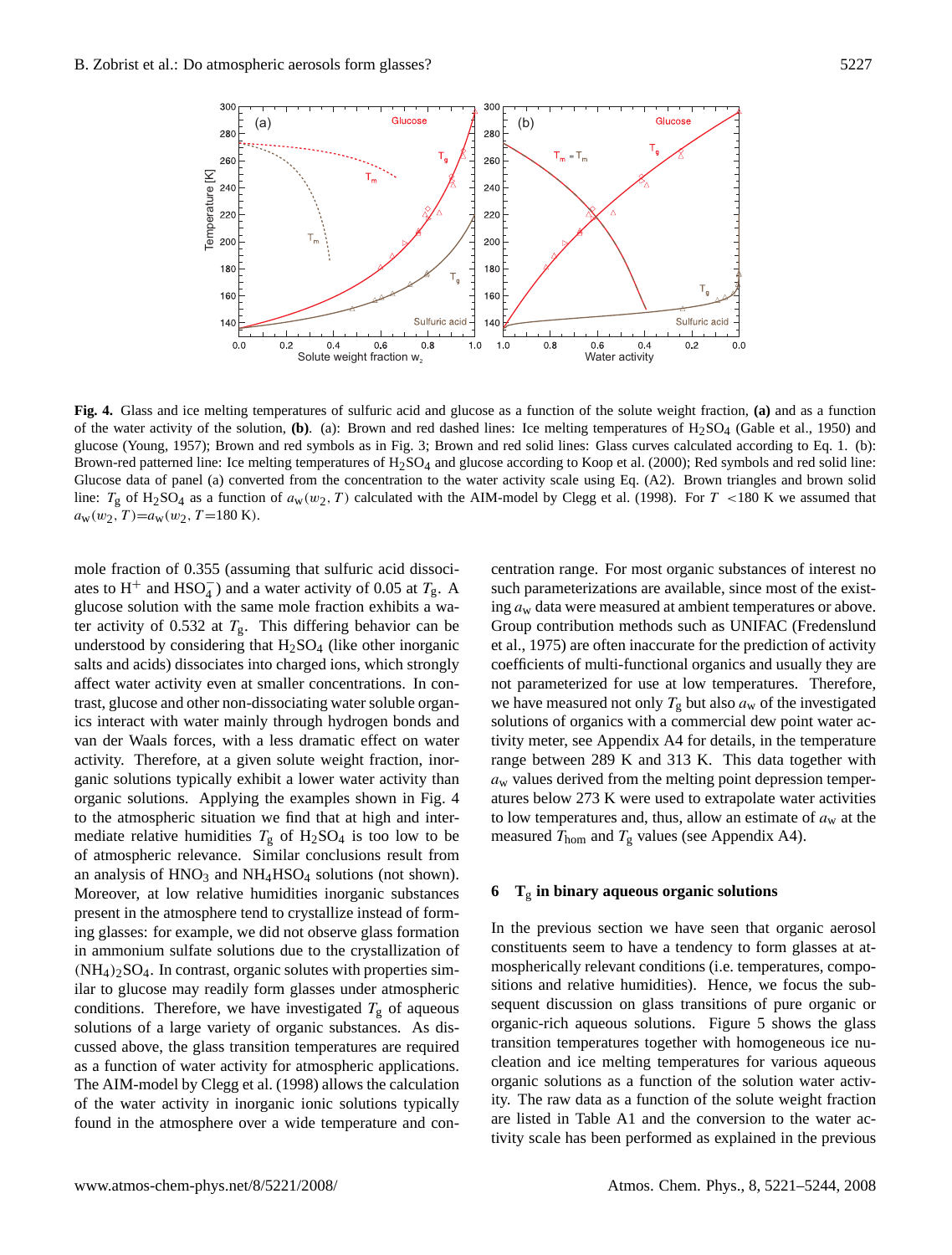**Fig. 4.** Glass and ice melting temperatures of sulfuric acid and glucose as a function of the solute weight fraction, **(a)** and as a function of the water activity of the solution, **(b)**. (a): Brown and red dashed lines: Ice melting temperatures of $H_2SO_4$ (Gable et al., 1950) and glucose (Young, 1957); Brown and red symbols as in Fig. 3; Brown and red solid lines: Glass curves calculated according to Eq. 1. (b): Brown-red patterned line: Ice melting temperatures of $H_2SO_4$ and glucose according to Koop et al. (2000); Red symbols and red solid line: Glucose data of panel (a) converted from the concentration to the water activity scale using Eq. (A2). Brown triangles and brown solid line: $T_g$ of $H_2SO_4$ as a function of $a_w(w_2, T)$ calculated with the AIM-model by Clegg et al. (1998). For $T$ <180 K we assumed that $a_w(w_2, T)=a_w(w_2, T=180\text{ K})$.

mole fraction of 0.355 (assuming that sulfuric acid dissociates to $H^+$ and $HSO_4^-$) and a water activity of 0.05 at $T_g$. A glucose solution with the same mole fraction exhibits a water activity of 0.532 at $T_g$. This differing behavior can be understood by considering that $H_2SO_4$ (like other inorganic salts and acids) dissociates into charged ions, which strongly affect water activity even at smaller concentrations. In contrast, glucose and other non-dissociating water soluble organics interact with water mainly through hydrogen bonds and van der Waals forces, with a less dramatic effect on water activity. Therefore, at a given solute weight fraction, inorganic solutions typically exhibit a lower water activity than organic solutions. Applying the examples shown in Fig. 4 to the atmospheric situation we find that at high and intermediate relative humidities $T_g$ of $H_2SO_4$ is too low to be of atmospheric relevance. Similar conclusions result from an analysis of $HNO_3$ and $NH_4HSO_4$ solutions (not shown). Moreover, at low relative humidities inorganic substances present in the atmosphere tend to crystallize instead of forming glasses: for example, we did not observe glass formation in ammonium sulfate solutions due to the crystallization of $(NH_4)_2SO_4$. In contrast, organic solutes with properties similar to glucose may readily form glasses under atmospheric conditions. Therefore, we have investigated $T_g$ of aqueous solutions of a large variety of organic substances. As discussed above, the glass transition temperatures are required as a function of water activity for atmospheric applications. The AIM-model by Clegg et al. (1998) allows the calculation of the water activity in inorganic ionic solutions typically found in the atmosphere over a wide temperature and concentration range. For most organic substances of interest no such parameterizations are available, since most of the existing $a_w$ data were measured at ambient temperatures or above. Group contribution methods such as UNIFAC (Fredenslund et al., 1975) are often inaccurate for the prediction of activity coefficients of multi-functional organics and usually they are not parameterized for use at low temperatures. Therefore, we have measured not only $T_g$ but also $a_w$ of the investigated solutions of organics with a commercial dew point water activity meter, see Appendix A4 for details, in the temperature range between 289 K and 313 K. This data together with $a_w$ values derived from the melting point depression temperatures below 273 K were used to extrapolate water activities to low temperatures and, thus, allow an estimate of $a_w$ at the measured $T_{hom}$ and $T_g$ values (see Appendix A4).

## 6 $T_g$ in binary aqueous organic solutions

In the previous section we have seen that organic aerosol constituents seem to have a tendency to form glasses at atmospherically relevant conditions (i.e. temperatures, compositions and relative humidities). Hence, we focus the subsequent discussion on glass transitions of pure organic or organic-rich aqueous solutions. Figure 5 shows the glass transition temperatures together with homogeneous ice nucleation and ice melting temperatures for various aqueous organic solutions as a function of the solution water activity. The raw data as a function of the solute weight fraction are listed in Table A1 and the conversion to the water activity scale has been performed as explained in the previous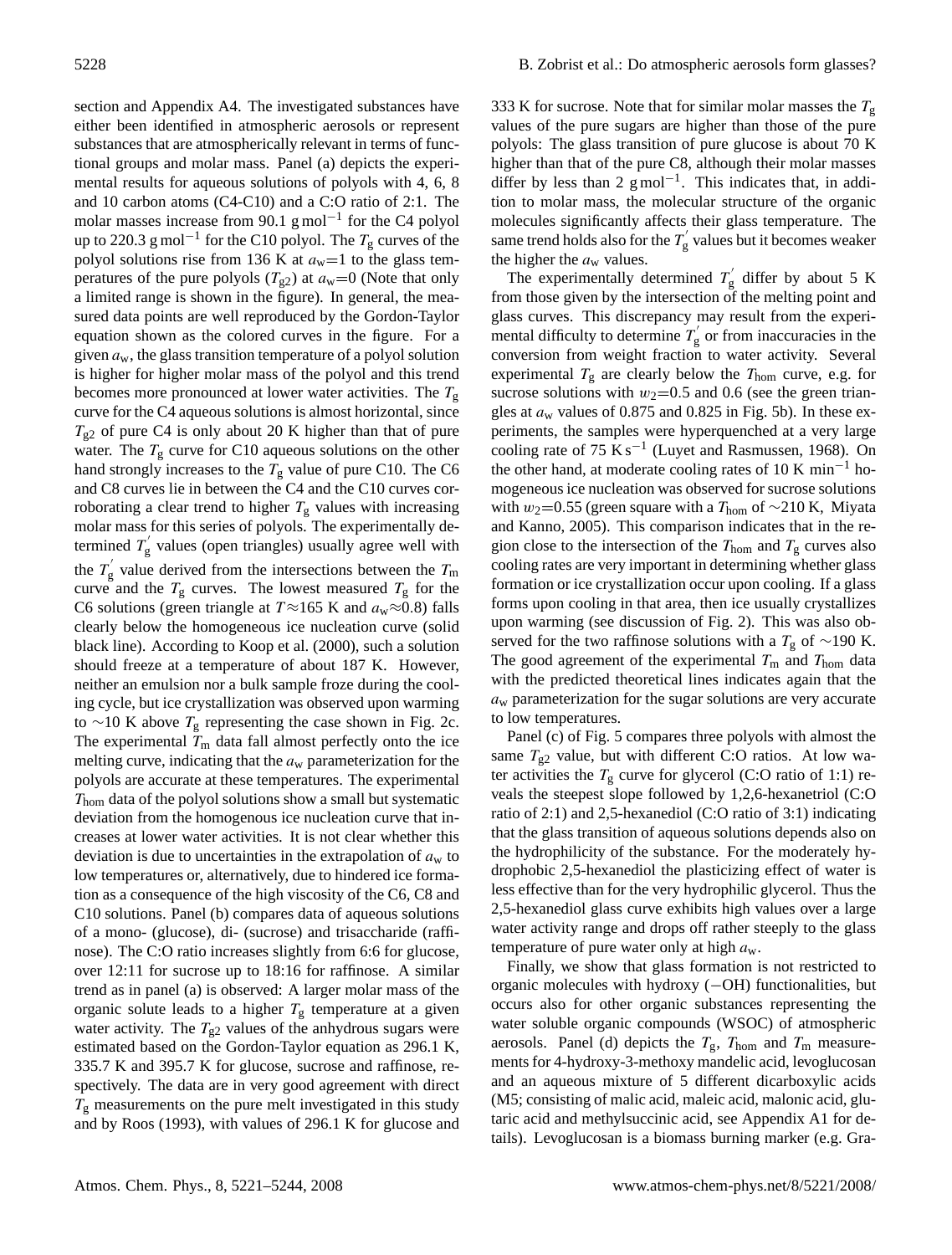section and Appendix A4. The investigated substances have either been identified in atmospheric aerosols or represent substances that are atmospherically relevant in terms of functional groups and molar mass. Panel (a) depicts the experimental results for aqueous solutions of polyols with 4, 6, 8 and 10 carbon atoms (C4-C10) and a C:O ratio of 2:1. The molar masses increase from 90.1 g mol$^{-1}$ for the C4 polyol up to 220.3 g mol$^{-1}$ for the C10 polyol. The $T_g$ curves of the polyol solutions rise from 136 K at $a_w$=1 to the glass temperatures of the pure polyols ($T_{g2}$) at $a_w$=0 (Note that only a limited range is shown in the figure). In general, the measured data points are well reproduced by the Gordon-Taylor equation shown as the colored curves in the figure. For a given $a_w$, the glass transition temperature of a polyol solution is higher for higher molar mass of the polyol and this trend becomes more pronounced at lower water activities. The $T_g$ curve for the C4 aqueous solutions is almost horizontal, since $T_{g2}$ of pure C4 is only about 20 K higher than that of pure water. The $T_g$ curve for C10 aqueous solutions on the other hand strongly increases to the $T_g$ value of pure C10. The C6 and C8 curves lie in between the C4 and the C10 curves corroborating a clear trend to higher $T_g$ values with increasing molar mass for this series of polyols. The experimentally determined $T_g^{'}$ values (open triangles) usually agree well with the $T_g^{'}$ value derived from the intersection between the $T_m$ curve and the $T_g$ curves. The lowest measured $T_g$ for the C6 solutions (green triangle at $T\approx$165 K and $a_w\approx$0.8) falls clearly below the homogeneous ice nucleation curve (solid black line). According to Koop et al. (2000), such a solution should freeze at a temperature of about 187 K. However, neither an emulsion nor a bulk sample froze during the cooling cycle, but ice crystallization was observed upon warming to ~10 K above $T_g$ representing the case shown in Fig. 2c. The experimental $T_m$ data fall almost perfectly onto the ice melting curve, indicating that the $a_w$ parameterization for the polyols are accurate at these temperatures. The experimental $T_{hom}$ data of the polyol solutions show a small but systematic deviation from the homogenous ice nucleation curve that increases at lower water activities. It is not clear whether this deviation is due to uncertainties in the extrapolation of $a_w$ to low temperatures or, alternatively, due to hindered ice formation as a consequence of the high viscosity of the C6, C8 and C10 solutions. Panel (b) compares data of aqueous solutions of a mono- (glucose), di- (sucrose) and trisaccharide (raffinose). The C:O ratio increases slightly from 6:6 for glucose, over 12:11 for sucrose up to 18:16 for raffinose. A similar trend as in panel (a) is observed: A larger molar mass of the organic solute leads to a higher $T_g$ temperature at a given water activity. The $T_{g2}$ values of the anhydrous sugars were estimated based on the Gordon-Taylor equation as 296.1 K, 335.7 K and 395.7 K for glucose, sucrose and raffinose, respectively. The data are in very good agreement with direct $T_g$ measurements on the pure melt investigated in this study and by Roos (1993), with values of 296.1 K for glucose and 333 K for sucrose. Note that for similar molar masses the $T_g$ values of the pure sugars are higher than those of the pure polyols: The glass transition of pure glucose is about 70 K higher than that of the pure C8, although their molar masses differ by less than 2 g mol$^{-1}$. This indicates that, in addition to molar mass, the molecular structure of the organic molecules significantly affects their glass temperature. The same trend holds also for the $T_g^{'}$ values but it becomes weaker the higher the $a_w$ values.

The experimentally determined $T_g^{'}$ differ by about 5 K from those given by the intersection of the melting point and glass curves. This discrepancy may result from the experimental difficulty to determine $T_g^{'}$ or from inaccuracies in the conversion from weight fraction to water activity. Several experimental $T_g$ are clearly below the $T_{hom}$ curve, e.g. for sucrose solutions with $w_2$=0.5 and 0.6 (see the green triangles at $a_w$ values of 0.875 and 0.825 in Fig. 5b). In these experiments, the samples were hyperquenched at a very large cooling rate of 75 K s$^{-1}$ (Luyet and Rasmussen, 1968). On the other hand, at moderate cooling rates of 10 K min$^{-1}$ homogeneous ice nucleation was observed for sucrose solutions with $w_2$=0.55 (green square with a $T_{hom}$ of ~210 K, Miyata and Kanno, 2005). This comparison indicates that in the region close to the intersection of the $T_{hom}$ and $T_g$ curves also cooling rates are very important in determining whether glass formation or ice crystallization occur upon cooling. If a glass forms upon cooling in that area, then ice usually crystallizes upon warming (see discussion of Fig. 2). This was also observed for the two raffinose solutions with a $T_g$ of ~190 K. The good agreement of the experimental $T_m$ and $T_{hom}$ data with the predicted theoretical lines indicates again that the $a_w$ parameterization for the sugar solutions are very accurate to low temperatures.

Panel (c) of Fig. 5 compares three polyols with almost the same $T_{g2}$ value, but with different C:O ratios. At low water activities the $T_g$ curve for glycerol (C:O ratio of 1:1) reveals the steepest slope followed by 1,2,6-hexanetriol (C:O ratio of 2:1) and 2,5-hexanediol (C:O ratio of 3:1) indicating that the glass transition of aqueous solutions depends also on the hydrophilicity of the substance. For the moderately hydrophobic 2,5-hexanediol the plasticizing effect of water is less effective than for the very hydrophilic glycerol. Thus the 2,5-hexanediol glass curve exhibits high values over a large water activity range and drops off rather steeply to the glass temperature of pure water only at high $a_w$.

Finally, we show that glass formation is not restricted to organic molecules with hydroxy (−OH) functionalities, but occurs also for other organic substances representing the water soluble organic compounds (WSOC) of atmospheric aerosols. Panel (d) depicts the $T_g$, $T_{hom}$ and $T_m$ measurements for 4-hydroxy-3-methoxy mandelic acid, levoglucosan and an aqueous mixture of 5 different dicarboxylic acids (M5; consisting of malic acid, maleic acid, malonic acid, glutaric acid and methylsuccinic acid, see Appendix A1 for details). Levoglucosan is a biomass burning marker (e.g. Gra-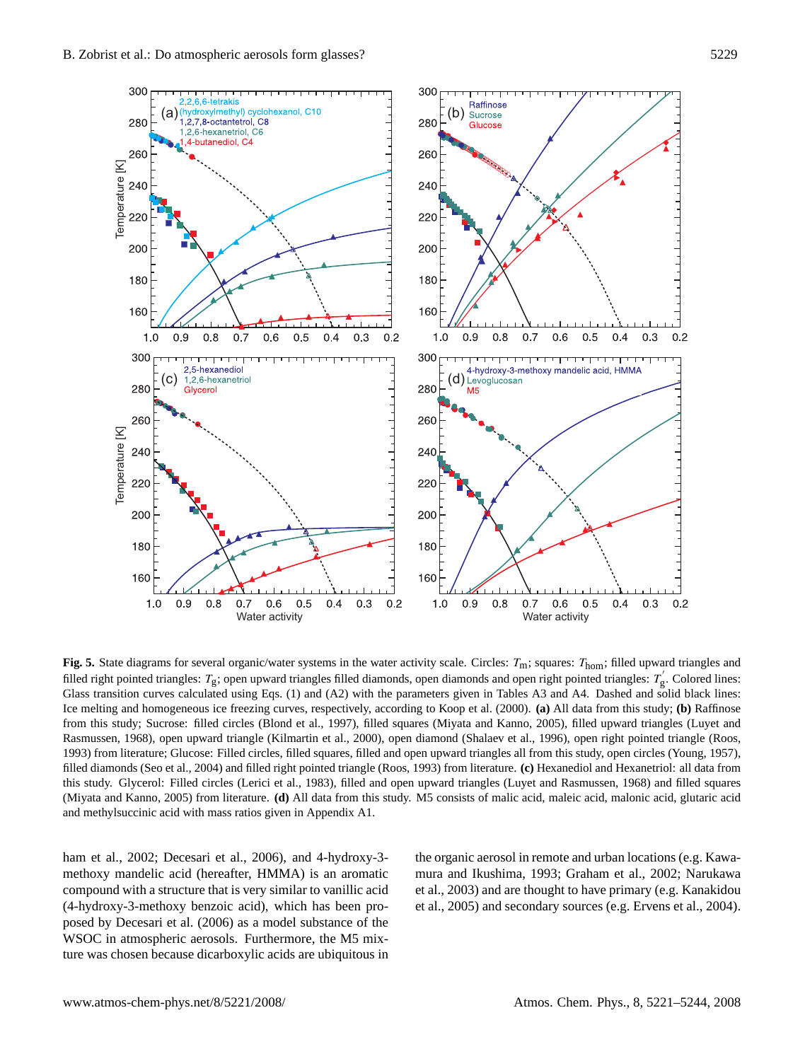**Fig. 5.** State diagrams for several organic/water systems in the water activity scale. Circles: $T_m$; squares: $T_{hom}$; filled upward triangles and filled right pointed triangles: $T_g$; open upward triangles filled diamonds, open diamonds and open right pointed triangles: $T_g'$. Colored lines: Glass transition curves calculated using Eqs. (1) and (A2) with the parameters given in Tables A3 and A4. Dashed and solid black lines: Ice melting and homogeneous ice freezing curves, respectively, according to Koop et al. (2000). **(a)** All data from this study; **(b)** Raffinose from this study; Sucrose: filled circles (Blond et al., 1997), filled squares (Miyata and Kanno, 2005), filled upward triangles (Luyet and Rasmussen, 1968), open upward triangle (Kilmartin et al., 2000), open diamond (Shalaev et al., 1996), open right pointed triangle (Roos, 1993) from literature; Glucose: Filled circles, filled squares, filled and open upward triangles all from this study, open circles (Young, 1957), filled diamonds (Seo et al., 2004) and filled right pointed triangle (Roos, 1993) from literature. **(c)** Hexanediol and Hexanetriol: all data from this study. Glycerol: Filled circles (Lerici et al., 1983), filled and open upward triangles (Luyet and Rasmussen, 1968) and filled squares (Miyata and Kanno, 2005) from literature. **(d)** All data from this study. M5 consists of malic acid, maleic acid, malonic acid, glutaric acid and methylsuccinic acid with mass ratios given in Appendix A1.

ham et al., 2002; Decesari et al., 2006), and 4-hydroxy-3-methoxy mandelic acid (hereafter, HMMA) is an aromatic compound with a structure that is very similar to vanillic acid (4-hydroxy-3-methoxy benzoic acid), which has been proposed by Decesari et al. (2006) as a model substance of the WSOC in atmospheric aerosols. Furthermore, the M5 mixture was chosen because dicarboxylic acids are ubiquitous in the organic aerosol in remote and urban locations (e.g. Kawamura and Ikushima, 1993; Graham et al., 2002; Narukawa et al., 2003) and are thought to have primary (e.g. Kanakidou et al., 2005) and secondary sources (e.g. Ervens et al., 2004).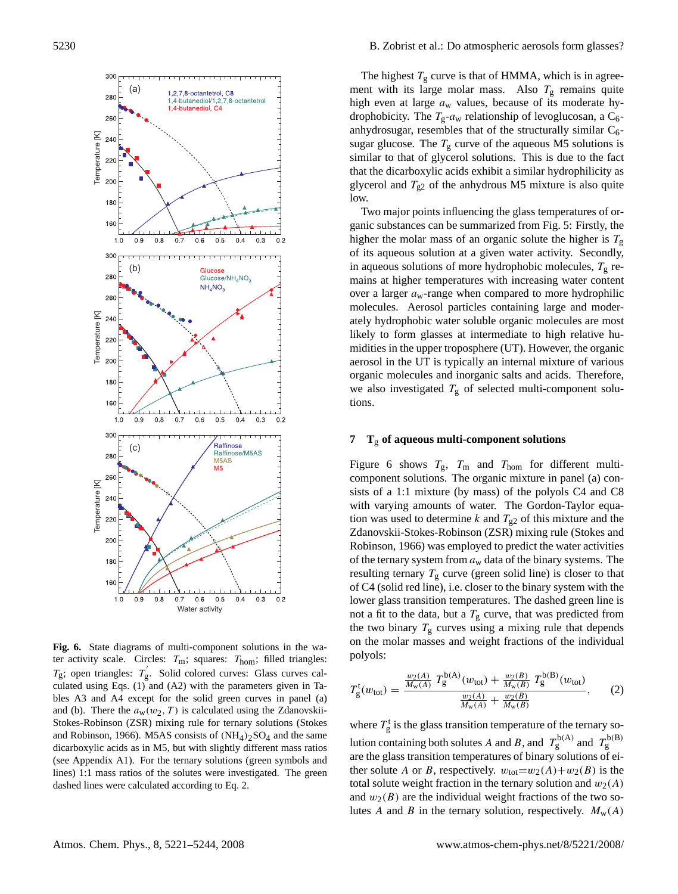**Fig. 6.** State diagrams of multi-component solutions in the water activity scale. Circles: $T_m$; squares: $T_{hom}$; filled triangles: $T_g$; open triangles: $T_g'$. Solid colored curves: Glass curves calculated using Eqs. (1) and (A2) with the parameters given in Tables A3 and A4 except for the solid green curves in panel (a) and (b). There the $a_w(w_2, T)$ is calculated using the Zdanovskii-Stokes-Robinson (ZSR) mixing rule for ternary solutions (Stokes and Robinson, 1966). M5AS consists of $(NH_4)_2SO_4$ and the same dicarboxylic acids as in M5, but with slightly different mass ratios (see Appendix A1). For the ternary solutions (green symbols and lines) 1:1 mass ratios of the solutes were investigated. The green dashed lines were calculated according to Eq. 2.

The highest $T_g$ curve is that of HMMA, which is in agreement with its large molar mass. Also $T_g$ remains quite high even at large $a_w$ values, because of its moderate hydrophobicity. The $T_g$-$a_w$ relationship of levoglucosan, a $C_6$-anhydrosugar, resembles that of the structurally similar $C_6$-sugar glucose. The $T_g$ curve of the aqueous M5 solutions is similar to that of glycerol solutions. This is due to the fact that the dicarboxylic acids exhibit a similar hydrophilicity as glycerol and $T_{g2}$ of the anhydrous M5 mixture is also quite low.

Two major points influencing the glass temperatures of organic substances can be summarized from Fig. 5: Firstly, the higher the molar mass of an organic solute the higher is $T_g$ of its aqueous solution at a given water activity. Secondly, in aqueous solutions of more hydrophobic molecules, $T_g$ remains at higher temperatures with increasing water content over a larger $a_w$-range when compared to more hydrophilic molecules. Aerosol particles containing large and moderately hydrophobic water soluble organic molecules are most likely to form glasses at intermediate to high relative humidities in the upper troposphere (UT). However, the organic aerosol in the UT is typically an internal mixture of various organic molecules and inorganic salts and acids. Therefore, we also investigated $T_g$ of selected multi-component solutions.

## 7 $T_g$ of aqueous multi-component solutions

Figure 6 shows $T_g$, $T_m$ and $T_{hom}$ for different multi-component solutions. The organic mixture in panel (a) consists of a 1:1 mixture (by mass) of the polyols C4 and C8 with varying amounts of water. The Gordon-Taylor equation was used to determine $k$ and $T_{g2}$ of this mixture and the Zdanovskii-Stokes-Robinson (ZSR) mixing rule (Stokes and Robinson, 1966) was employed to predict the water activities of the ternary system from $a_w$ data of the binary systems. The resulting ternary $T_g$ curve (green solid line) is closer to that of C4 (solid red line), i.e. closer to the binary system with the lower glass transition temperatures. The dashed green line is not a fit to the data, but a $T_g$ curve, that was predicted from the two binary $T_g$ curves using a mixing rule that depends on the molar masses and weight fractions of the individual polyols:

$$T_g^t(w_{tot}) = \frac{\frac{w_2(A)}{M_w(A)}\, T_g^{b(A)}(w_{tot}) + \frac{w_2(B)}{M_w(B)}\, T_g^{b(B)}(w_{tot})}{\frac{w_2(A)}{M_w(A)} + \frac{w_2(B)}{M_w(B)}}, \qquad (2)$$

where $T_g^t$ is the glass transition temperature of the ternary solution containing both solutes $A$ and $B$, and $T_g^{b(A)}$ and $T_g^{b(B)}$ are the glass transition temperatures of binary solutions of either solute $A$ or $B$, respectively. $w_{tot}=w_2(A)+w_2(B)$ is the total solute weight fraction in the ternary solution and $w_2(A)$ and $w_2(B)$ are the individual weight fractions of the two solutes $A$ and $B$ in the ternary solution, respectively. $M_w(A)$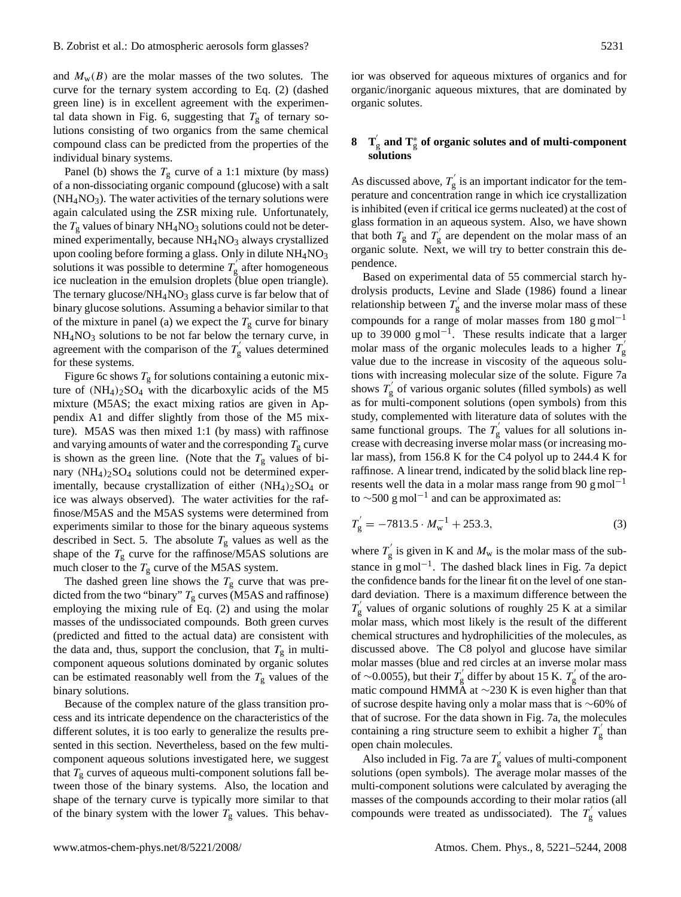and $M_w(B)$ are the molar masses of the two solutes. The curve for the ternary system according to Eq. (2) (dashed green line) is in excellent agreement with the experimental data shown in Fig. 6, suggesting that $T_g$ of ternary solutions consisting of two organics from the same chemical compound class can be predicted from the properties of the individual binary systems.

Panel (b) shows the $T_g$ curve of a 1:1 mixture (by mass) of a non-dissociating organic compound (glucose) with a salt ($NH_4NO_3$). The water activities of the ternary solutions were again calculated using the ZSR mixing rule. Unfortunately, the $T_g$ values of binary $NH_4NO_3$ solutions could not be determined experimentally, because $NH_4NO_3$ always crystallized upon cooling before forming a glass. Only in dilute $NH_4NO_3$ solutions it was possible to determine $T_g^{'}$ after homogeneous ice nucleation in the emulsion droplets (blue open triangle). The ternary glucose/$NH_4NO_3$ glass curve is far below that of binary glucose solutions. Assuming a behavior similar to that of the mixture in panel (a) we expect the $T_g$ curve for binary $NH_4NO_3$ solutions to be not far below the ternary curve, in agreement with the comparison of the $T_g^{'}$ values determined for these systems.

Figure 6c shows $T_g$ for solutions containing a eutonic mixture of $(NH_4)_2SO_4$ with the dicarboxylic acids of the M5 mixture (M5AS; the exact mixing ratios are given in Appendix A1 and differ slightly from those of the M5 mixture). M5AS was then mixed 1:1 (by mass) with raffinose and varying amounts of water and the corresponding $T_g$ curve is shown as the green line. (Note that the $T_g$ values of binary $(NH_4)_2SO_4$ solutions could not be determined experimentally, because crystallization of either $(NH_4)_2SO_4$ or ice was always observed). The water activities for the raffinose/M5AS and the M5AS systems were determined from experiments similar to those for the binary aqueous systems described in Sect. 5. The absolute $T_g$ values as well as the shape of the $T_g$ curve for the raffinose/M5AS solutions are much closer to the $T_g$ curve of the M5AS system.

The dashed green line shows the $T_g$ curve that was predicted from the two "binary" $T_g$ curves (M5AS and raffinose) employing the mixing rule of Eq. (2) and using the molar masses of the undissociated compounds. Both green curves (predicted and fitted to the actual data) are consistent with the data and, thus, support the conclusion, that $T_g$ in multi-component aqueous solutions dominated by organic solutes can be estimated reasonably well from the $T_g$ values of the binary solutions.

Because of the complex nature of the glass transition process and its intricate dependence on the characteristics of the different solutes, it is too early to generalize the results presented in this section. Nevertheless, based on the few multi-component aqueous solutions investigated here, we suggest that $T_g$ curves of aqueous multi-component solutions fall between those of the binary systems. Also, the location and shape of the ternary curve is typically more similar to that of the binary system with the lower $T_g$ values. This behavior was observed for aqueous mixtures of organics and for organic/inorganic aqueous mixtures, that are dominated by organic solutes.

## 8 $T_g^{'}$ and $T_g^{*}$ of organic solutes and of multi-component solutions

As discussed above, $T_g^{'}$ is an important indicator for the temperature and concentration range in which ice crystallization is inhibited (even if critical ice germs nucleated) at the cost of glass formation in an aqueous system. Also, we have shown that both $T_g$ and $T_g^{'}$ are dependent on the molar mass of an organic solute. Next, we will try to better constrain this dependence.

Based on experimental data of 55 commercial starch hydrolysis products, Levine and Slade (1986) found a linear relationship between $T_g^{'}$ and the inverse molar mass of these compounds for a range of molar masses from 180 $\mathrm{g\,mol^{-1}}$ up to 39 000 $\mathrm{g\,mol^{-1}}$. These results indicate that a larger molar mass of the organic molecules leads to a higher $T_g^{'}$ value due to the increase in viscosity of the aqueous solutions with increasing molecular size of the solute. Figure 7a shows $T_g^{'}$ of various organic solutes (filled symbols) as well as for multi-component solutions (open symbols) from this study, complemented with literature data of solutes with the same functional groups. The $T_g^{'}$ values for all solutions increase with decreasing inverse molar mass (or increasing molar mass), from 156.8 K for the C4 polyol up to 244.4 K for raffinose. A linear trend, indicated by the solid black line represents well the data in a molar mass range from 90 $\mathrm{g\,mol^{-1}}$ to ~500 $\mathrm{g\,mol^{-1}}$ and can be approximated as:

$$T_g^{'} = -7813.5 \cdot M_w^{-1} + 253.3, \tag{3}$$

where $T_g^{'}$ is given in K and $M_w$ is the molar mass of the substance in $\mathrm{g\,mol^{-1}}$. The dashed black lines in Fig. 7a depict the confidence bands for the linear fit on the level of one standard deviation. There is a maximum difference between the $T_g^{'}$ values of organic solutions of roughly 25 K at a similar molar mass, which most likely is the result of the different chemical structures and hydrophilicities of the molecules, as discussed above. The C8 polyol and glucose have similar molar masses (blue and red circles at an inverse molar mass of ~0.0055), but their $T_g^{'}$ differ by about 15 K. $T_g^{'}$ of the aromatic compound HMMA at ~230 K is even higher than that of sucrose despite having only a molar mass that is ~60% of that of sucrose. For the data shown in Fig. 7a, the molecules containing a ring structure seem to exhibit a higher $T_g^{'}$ than open chain molecules.

Also included in Fig. 7a are $T_g^{'}$ values of multi-component solutions (open symbols). The average molar masses of the multi-component solutions were calculated by averaging the masses of the compounds according to their molar ratios (all compounds were treated as undissociated). The $T_g^{'}$ values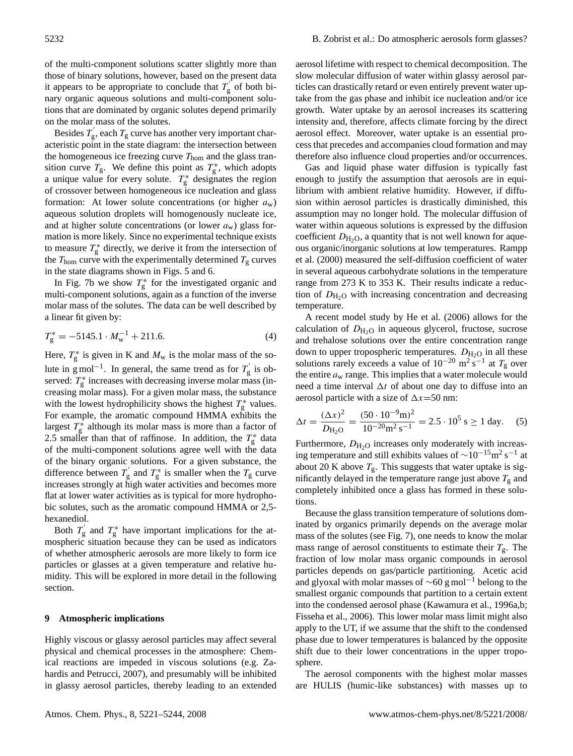of the multi-component solutions scatter slightly more than those of binary solutions, however, based on the present data it appears to be appropriate to conclude that $T_g^{'}$ of both binary organic aqueous solutions and multi-component solutions that are dominated by organic solutes depend primarily on the molar mass of the solutes.

Besides $T_g^{'}$, each $T_g$ curve has another very important characteristic point in the state diagram: the intersection between the homogeneous ice freezing curve $T_{hom}$ and the glass transition curve $T_g$. We define this point as $T_g^*$, which adopts a unique value for every solute. $T_g^*$ designates the region of crossover between homogeneous ice nucleation and glass formation: At lower solute concentrations (or higher $a_w$) aqueous solution droplets will homogenously nucleate ice, and at higher solute concentrations (or lower $a_w$) glass formation is more likely. Since no experimental technique exists to measure $T_g^*$ directly, we derive it from the intersection of the $T_{hom}$ curve with the experimentally determined $T_g$ curves in the state diagrams shown in Figs. 5 and 6.

In Fig. 7b we show $T_g^*$ for the investigated organic and multi-component solutions, again as a function of the inverse molar mass of the solutes. The data can be well described by a linear fit given by:

$$T_g^* = -5145.1 \cdot M_w^{-1} + 211.6. \tag{4}$$

Here, $T_g^*$ is given in K and $M_w$ is the molar mass of the solute in $g\,mol^{-1}$. In general, the same trend as for $T_g^{'}$ is observed: $T_g^*$ increases with decreasing inverse molar mass (increasing molar mass). For a given molar mass, the substance with the lowest hydrophilicity shows the highest $T_g^*$ values. For example, the aromatic compound HMMA exhibits the largest $T_g^*$ although its molar mass is more than a factor of 2.5 smaller than that of raffinose. In addition, the $T_g^*$ data of the multi-component solutions agree well with the data of the binary organic solutions. For a given substance, the difference between $T_g^{'}$ and $T_g^*$ is smaller when the $T_g$ curve increases strongly at high water activities and becomes more flat at lower water activities as is typical for more hydrophobic solutes, such as the aromatic compound HMMA or 2,5-hexanediol.

Both $T_g^{'}$ and $T_g^*$ have important implications for the atmospheric situation because they can be used as indicators of whether atmospheric aerosols are more likely to form ice particles or glasses at a given temperature and relative humidity. This will be explored in more detail in the following section.

## 9 Atmospheric implications

Highly viscous or glassy aerosol particles may affect several physical and chemical processes in the atmosphere: Chemical reactions are impeded in viscous solutions (e.g. Zahardis and Petrucci, 2007), and presumably will be inhibited in glassy aerosol particles, thereby leading to an extended aerosol lifetime with respect to chemical decomposition. The slow molecular diffusion of water within glassy aerosol particles can drastically retard or even entirely prevent water uptake from the gas phase and inhibit ice nucleation and/or ice growth. Water uptake by an aerosol increases its scattering intensity and, therefore, affects climate forcing by the direct aerosol effect. Moreover, water uptake is an essential process that precedes and accompanies cloud formation and may therefore also influence cloud properties and/or occurrences.

Gas and liquid phase water diffusion is typically fast enough to justify the assumption that aerosols are in equilibrium with ambient relative humidity. However, if diffusion within aerosol particles is drastically diminished, this assumption may no longer hold. The molecular diffusion of water within aqueous solutions is expressed by the diffusion coefficient $D_{H_2O}$, a quantity that is not well known for aqueous organic/inorganic solutions at low temperatures. Rampp et al. (2000) measured the self-diffusion coefficient of water in several aqueous carbohydrate solutions in the temperature range from 273 K to 353 K. Their results indicate a reduction of $D_{H_2O}$ with increasing concentration and decreasing temperature.

A recent model study by He et al. (2006) allows for the calculation of $D_{H_2O}$ in aqueous glycerol, fructose, sucrose and trehalose solutions over the entire concentration range down to upper tropospheric temperatures. $D_{H_2O}$ in all these solutions rarely exceeds a value of $10^{-20}$ $m^2\,s^{-1}$ at $T_g$ over the entire $a_w$ range. This implies that a water molecule would need a time interval $\Delta t$ of about one day to diffuse into an aerosol particle with a size of $\Delta x$=50 nm:

$$\Delta t = \frac{(\Delta x)^2}{D_{H_2O}} = \frac{(50 \cdot 10^{-9}\text{m})^2}{10^{-20}\text{m}^2\,\text{s}^{-1}} = 2.5 \cdot 10^5\ \text{s} \geq 1\ \text{day}. \tag{5}$$

Furthermore, $D_{H_2O}$ increases only moderately with increasing temperature and still exhibits values of $\sim 10^{-15}\text{m}^2\,\text{s}^{-1}$ at about 20 K above $T_g$. This suggests that water uptake is significantly delayed in the temperature range just above $T_g$ and completely inhibited once a glass has formed in these solutions.

Because the glass transition temperature of solutions dominated by organics primarily depends on the average molar mass of the solutes (see Fig. 7), one needs to know the molar mass range of aerosol constituents to estimate their $T_g$. The fraction of low molar mass organic compounds in aerosol particles depends on gas/particle partitioning. Acetic acid and glyoxal with molar masses of $\sim 60\ g\,mol^{-1}$ belong to the smallest organic compounds that partition to a certain extent into the condensed aerosol phase (Kawamura et al., 1996a,b; Fisseha et al., 2006). This lower molar mass limit might also apply to the UT, if we assume that the shift to the condensed phase due to lower temperatures is balanced by the opposite shift due to their lower concentrations in the upper troposphere.

The aerosol components with the highest molar masses are HULIS (humic-like substances) with masses up to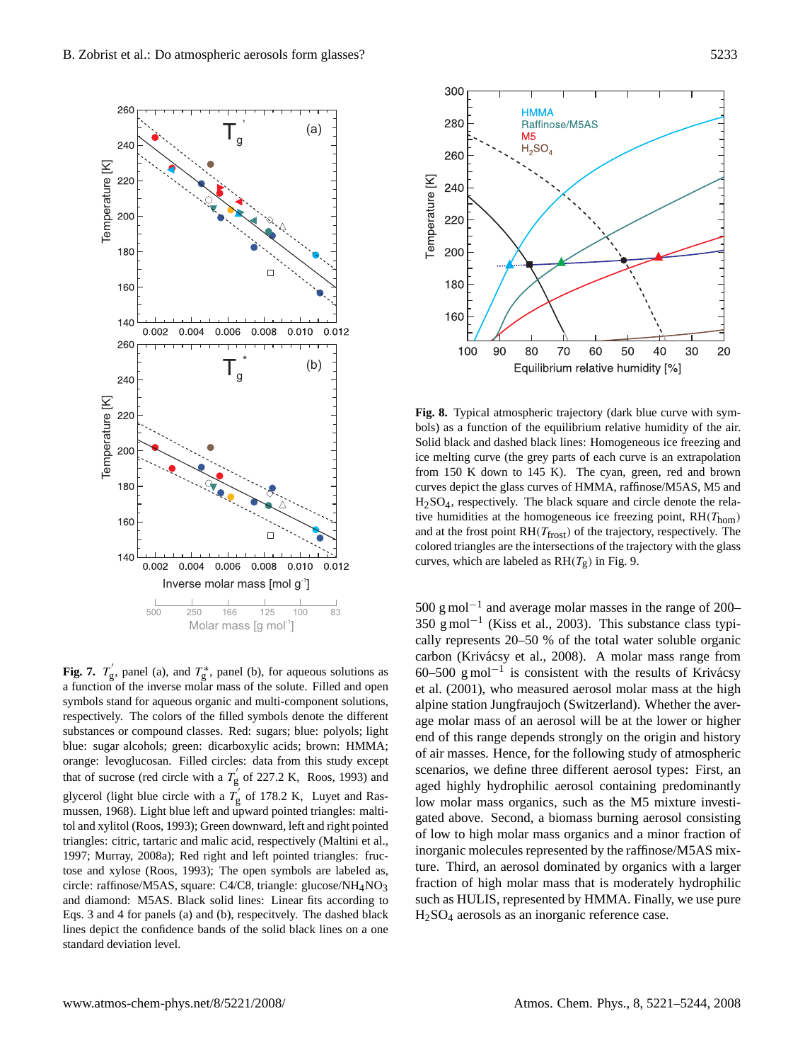**Fig. 7.** $T_g'$, panel (a), and $T_g^*$, panel (b), for aqueous solutions as a function of the inverse molar mass of the solute. Filled and open symbols stand for aqueous organic and multi-component solutions, respectively. The colors of the filled symbols denote the different substances or compound classes. Red: sugars; blue: polyols; light blue: sugar alcohols; green: dicarboxylic acids; brown: HMMA; orange: levoglucosan. Filled circles: data from this study except that of sucrose (red circle with a $T_g'$ of 227.2 K, Roos, 1993) and glycerol (light blue circle with a $T_g'$ of 178.2 K, Luyet and Rasmussen, 1968). Light blue left and upward pointed triangles: maltitol and xylitol (Roos, 1993); Green downward, left and right pointed triangles: citric, tartaric and malic acid, respectively (Maltini et al., 1997; Murray, 2008a); Red right and left pointed triangles: fructose and xylose (Roos, 1993); The open symbols are labeled as, circle: raffinose/M5AS, square: C4/C8, triangle: glucose/$NH_4NO_3$ and diamond: M5AS. Black solid lines: Linear fits according to Eqs. 3 and 4 for panels (a) and (b), respecitvely. The dashed black lines depict the confidence bands of the solid black lines on a one standard deviation level.

**Fig. 8.** Typical atmospheric trajectory (dark blue curve with symbols) as a function of the equilibrium relative humidity of the air. Solid black and dashed black lines: Homogeneous ice freezing and ice melting curve (the grey parts of each curve is an extrapolation from 150 K down to 145 K). The cyan, green, red and brown curves depict the glass curves of HMMA, raffinose/M5AS, M5 and $H_2SO_4$, respectively. The black square and circle denote the relative humidities at the homogeneous ice freezing point, RH($T_{hom}$) and at the frost point RH($T_{frost}$) of the trajectory, respectively. The colored triangles are the intersections of the trajectory with the glass curves, which are labeled as RH($T_g$) in Fig. 9.

500 g mol$^{-1}$ and average molar masses in the range of 200–350 g mol$^{-1}$ (Kiss et al., 2003). This substance class typically represents 20–50 % of the total water soluble organic carbon (Krivácsy et al., 2008). A molar mass range from 60–500 g mol$^{-1}$ is consistent with the results of Krivácsy et al. (2001), who measured aerosol molar mass at the high alpine station Jungfraujoch (Switzerland). Whether the average molar mass of an aerosol will be at the lower or higher end of this range depends strongly on the origin and history of air masses. Hence, for the following study of atmospheric scenarios, we define three different aerosol types: First, an aged highly hydrophilic aerosol containing predominantly low molar mass organics, such as the M5 mixture investigated above. Second, a biomass burning aerosol consisting of low to high molar mass organics and a minor fraction of inorganic molecules represented by the raffinose/M5AS mixture. Third, an aerosol dominated by organics with a larger fraction of high molar mass that is moderately hydrophilic such as HULIS, represented by HMMA. Finally, we use pure $H_2SO_4$ aerosols as an inorganic reference case.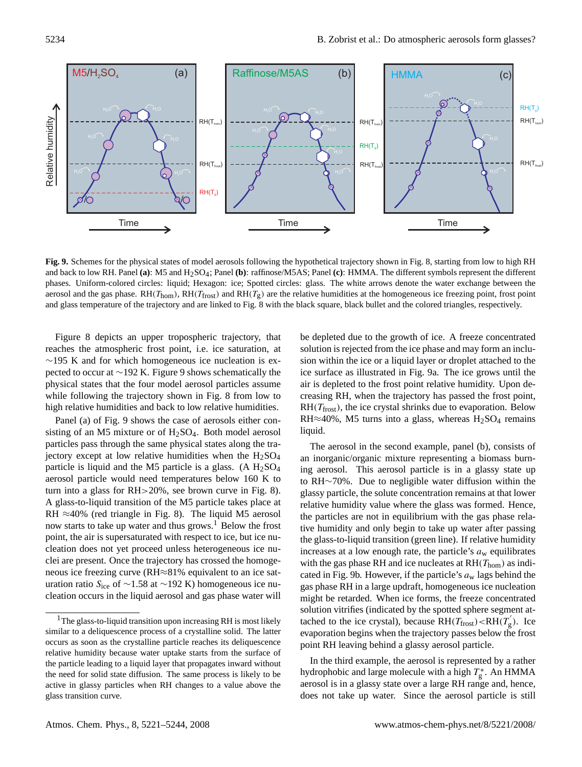**Fig. 9.** Schemes for the physical states of model aerosols following the hypothetical trajectory shown in Fig. 8, starting from low to high RH and back to low RH. Panel **(a)**: M5 and $H_2SO_4$; Panel **(b)**: raffinose/M5AS; Panel **(c)**: HMMA. The different symbols represent the different phases. Uniform-colored circles: liquid; Hexagon: ice; Spotted circles: glass. The white arrows denote the water exchange between the aerosol and the gas phase. RH($T_{\mathrm{hom}}$), RH($T_{\mathrm{frost}}$) and RH($T_g$) are the relative humidities at the homogeneous ice freezing point, frost point and glass temperature of the trajectory and are linked to Fig. 8 with the black square, black bullet and the colored triangles, respectively.

Figure 8 depicts an upper tropospheric trajectory, that reaches the atmospheric frost point, i.e. ice saturation, at ∼195 K and for which homogeneous ice nucleation is expected to occur at ∼192 K. Figure 9 shows schematically the physical states that the four model aerosol particles assume while following the trajectory shown in Fig. 8 from low to high relative humidities and back to low relative humidities.

Panel (a) of Fig. 9 shows the case of aerosols either consisting of an M5 mixture or of $H_2SO_4$. Both model aerosol particles pass through the same physical states along the trajectory except at low relative humidities when the $H_2SO_4$ particle is liquid and the M5 particle is a glass. (A $H_2SO_4$ aerosol particle would need temperatures below 160 K to turn into a glass for RH>20%, see brown curve in Fig. 8). A glass-to-liquid transition of the M5 particle takes place at RH ≈40% (red triangle in Fig. 8). The liquid M5 aerosol now starts to take up water and thus grows.[1] Below the frost point, the air is supersaturated with respect to ice, but ice nucleation does not yet proceed unless heterogeneous ice nuclei are present. Once the trajectory has crossed the homogeneous ice freezing curve (RH≈81% equivalent to an ice saturation ratio $S_{\mathrm{ice}}$ of ∼1.58 at ∼192 K) homogeneous ice nucleation occurs in the liquid aerosol and gas phase water will be depleted due to the growth of ice. A freeze concentrated solution is rejected from the ice phase and may form an inclusion within the ice or a liquid layer or droplet attached to the ice surface as illustrated in Fig. 9a. The ice grows until the air is depleted to the frost point relative humidity. Upon decreasing RH, when the trajectory has passed the frost point, RH($T_{\mathrm{frost}}$), the ice crystal shrinks due to evaporation. Below RH≈40%, M5 turns into a glass, whereas $H_2SO_4$ remains liquid.

The aerosol in the second example, panel (b), consists of an inorganic/organic mixture representing a biomass burning aerosol. This aerosol particle is in a glassy state up to RH∼70%. Due to negligible water diffusion within the glassy particle, the solute concentration remains at that lower relative humidity value where the glass was formed. Hence, the particles are not in equilibrium with the gas phase relative humidity and only begin to take up water after passing the glass-to-liquid transition (green line). If relative humidity increases at a low enough rate, the particle's $a_w$ equilibrates with the gas phase RH and ice nucleates at RH($T_{\mathrm{hom}}$) as indicated in Fig. 9b. However, if the particle's $a_w$ lags behind the gas phase RH in a large updraft, homogeneous ice nucleation might be retarded. When ice forms, the freeze concentrated solution vitrifies (indicated by the spotted sphere segment attached to the ice crystal), because RH($T_{\mathrm{frost}}$)<RH($T_g'$). Ice evaporation begins when the trajectory passes below the frost point RH leaving behind a glassy aerosol particle.

In the third example, the aerosol is represented by a rather hydrophobic and large molecule with a high $T_g^*$. An HMMA aerosol is in a glassy state over a large RH range and, hence, does not take up water. Since the aerosol particle is still

[1] The glass-to-liquid transition upon increasing RH is most likely similar to a deliquescence process of a crystalline solid. The latter occurs as soon as the crystalline particle reaches its deliquescence relative humidity because water uptake starts from the surface of the particle leading to a liquid layer that propagates inward without the need for solid state diffusion. The same process is likely to be active in glassy particles when RH changes to a value above the glass transition curve.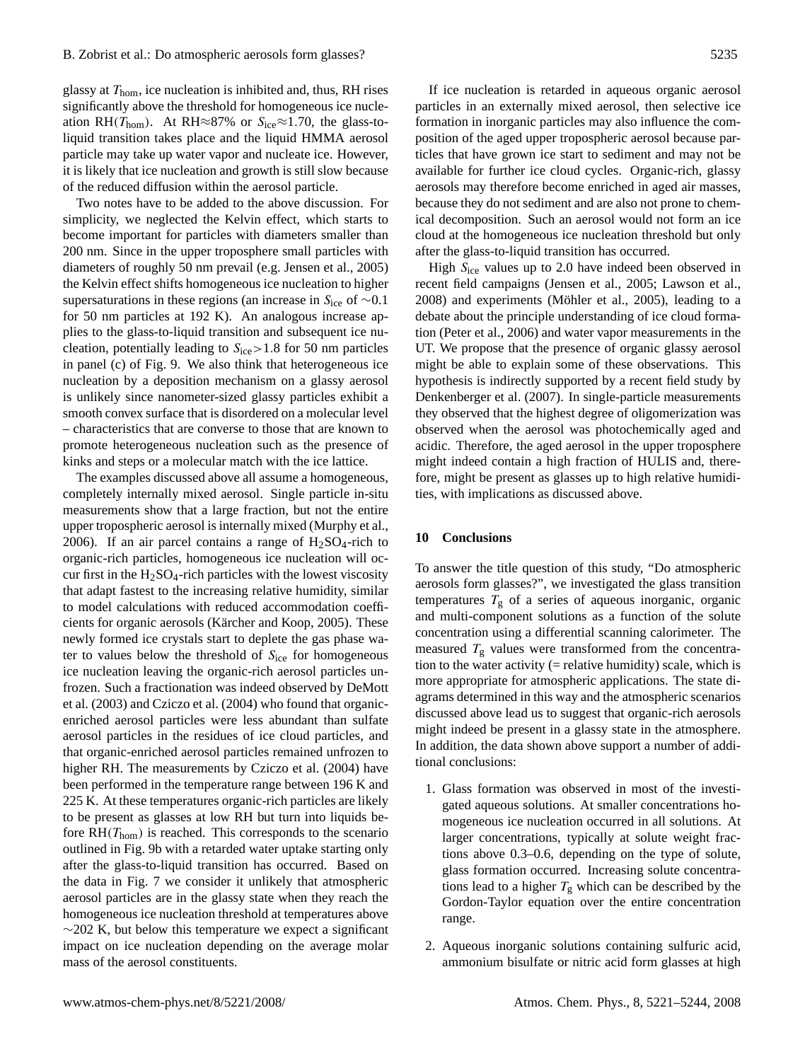glassy at $T_{hom}$, ice nucleation is inhibited and, thus, RH rises significantly above the threshold for homogeneous ice nucleation RH($T_{hom}$). At RH≈87% or $S_{ice}$≈1.70, the glass-to-liquid transition takes place and the liquid HMMA aerosol particle may take up water vapor and nucleate ice. However, it is likely that ice nucleation and growth is still slow because of the reduced diffusion within the aerosol particle.

Two notes have to be added to the above discussion. For simplicity, we neglected the Kelvin effect, which starts to become important for particles with diameters smaller than 200 nm. Since in the upper troposphere small particles with diameters of roughly 50 nm prevail (e.g. Jensen et al., 2005) the Kelvin effect shifts homogeneous ice nucleation to higher supersaturations in these regions (an increase in $S_{ice}$ of ∼0.1 for 50 nm particles at 192 K). An analogous increase applies to the glass-to-liquid transition and subsequent ice nucleation, potentially leading to $S_{ice}$>1.8 for 50 nm particles in panel (c) of Fig. 9. We also think that heterogeneous ice nucleation by a deposition mechanism on a glassy aerosol is unlikely since nanometer-sized glassy particles exhibit a smooth convex surface that is disordered on a molecular level – characteristics that are converse to those that are known to promote heterogeneous nucleation such as the presence of kinks and steps or a molecular match with the ice lattice.

The examples discussed above all assume a homogeneous, completely internally mixed aerosol. Single particle in-situ measurements show that a large fraction, but not the entire upper tropospheric aerosol is internally mixed (Murphy et al., 2006). If an air parcel contains a range of $H_2SO_4$-rich to organic-rich particles, homogeneous ice nucleation will occur first in the $H_2SO_4$-rich particles with the lowest viscosity that adapt fastest to the increasing relative humidity, similar to model calculations with reduced accommodation coefficients for organic aerosols (Kärcher and Koop, 2005). These newly formed ice crystals start to deplete the gas phase water to values below the threshold of $S_{ice}$ for homogeneous ice nucleation leaving the organic-rich aerosol particles unfrozen. Such a fractionation was indeed observed by DeMott et al. (2003) and Cziczo et al. (2004) who found that organic-enriched aerosol particles were less abundant than sulfate aerosol particles in the residues of ice cloud particles, and that organic-enriched aerosol particles remained unfrozen to higher RH. The measurements by Cziczo et al. (2004) have been performed in the temperature range between 196 K and 225 K. At these temperatures organic-rich particles are likely to be present as glasses at low RH but turn into liquids before RH($T_{hom}$) is reached. This corresponds to the scenario outlined in Fig. 9b with a retarded water uptake starting only after the glass-to-liquid transition has occurred. Based on the data in Fig. 7 we consider it unlikely that atmospheric aerosol particles are in the glassy state when they reach the homogeneous ice nucleation threshold at temperatures above ∼202 K, but below this temperature we expect a significant impact on ice nucleation depending on the average molar mass of the aerosol constituents.

If ice nucleation is retarded in aqueous organic aerosol particles in an externally mixed aerosol, then selective ice formation in inorganic particles may also influence the composition of the aged upper tropospheric aerosol because particles that have grown ice start to sediment and may not be available for further ice cloud cycles. Organic-rich, glassy aerosols may therefore become enriched in aged air masses, because they do not sediment and are also not prone to chemical decomposition. Such an aerosol would not form an ice cloud at the homogeneous ice nucleation threshold but only after the glass-to-liquid transition has occurred.

High $S_{ice}$ values up to 2.0 have indeed been observed in recent field campaigns (Jensen et al., 2005; Lawson et al., 2008) and experiments (Möhler et al., 2005), leading to a debate about the principle understanding of ice cloud formation (Peter et al., 2006) and water vapor measurements in the UT. We propose that the presence of organic glassy aerosol might be able to explain some of these observations. This hypothesis is indirectly supported by a recent field study by Denkenberger et al. (2007). In single-particle measurements they observed that the highest degree of oligomerization was observed when the aerosol was photochemically aged and acidic. Therefore, the aged aerosol in the upper troposphere might indeed contain a high fraction of HULIS and, therefore, might be present as glasses up to high relative humidities, with implications as discussed above.

## 10 Conclusions

To answer the title question of this study, "Do atmospheric aerosols form glasses?", we investigated the glass transition temperatures $T_g$ of a series of aqueous inorganic, organic and multi-component solutions as a function of the solute concentration using a differential scanning calorimeter. The measured $T_g$ values were transformed from the concentration to the water activity (= relative humidity) scale, which is more appropriate for atmospheric applications. The state diagrams determined in this way and the atmospheric scenarios discussed above lead us to suggest that organic-rich aerosols might indeed be present in a glassy state in the atmosphere. In addition, the data shown above support a number of additional conclusions:

1. Glass formation was observed in most of the investigated aqueous solutions. At smaller concentrations homogeneous ice nucleation occurred in all solutions. At larger concentrations, typically at solute weight fractions above 0.3–0.6, depending on the type of solute, glass formation occurred. Increasing solute concentrations lead to a higher $T_g$ which can be described by the Gordon-Taylor equation over the entire concentration range.

2. Aqueous inorganic solutions containing sulfuric acid, ammonium bisulfate or nitric acid form glasses at high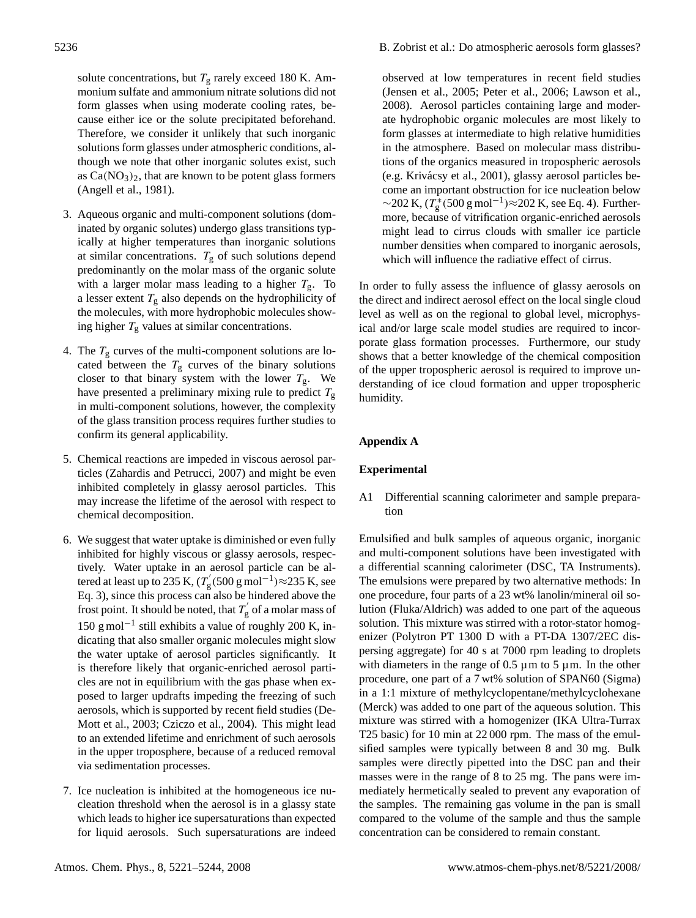solute concentrations, but $T_g$ rarely exceed 180 K. Ammonium sulfate and ammonium nitrate solutions did not form glasses when using moderate cooling rates, because either ice or the solute precipitated beforehand. Therefore, we consider it unlikely that such inorganic solutions form glasses under atmospheric conditions, although we note that other inorganic solutes exist, such as $Ca(NO_3)_2$, that are known to be potent glass formers (Angell et al., 1981).

3. Aqueous organic and multi-component solutions (dominated by organic solutes) undergo glass transitions typically at higher temperatures than inorganic solutions at similar concentrations. $T_g$ of such solutions depend predominantly on the molar mass of the organic solute with a larger molar mass leading to a higher $T_g$. To a lesser extent $T_g$ also depends on the hydrophilicity of the molecules, with more hydrophobic molecules showing higher $T_g$ values at similar concentrations.

4. The $T_g$ curves of the multi-component solutions are located between the $T_g$ curves of the binary solutions closer to that binary system with the lower $T_g$. We have presented a preliminary mixing rule to predict $T_g$ in multi-component solutions, however, the complexity of the glass transition process requires further studies to confirm its general applicability.

5. Chemical reactions are impeded in viscous aerosol particles (Zahardis and Petrucci, 2007) and might be even inhibited completely in glassy aerosol particles. This may increase the lifetime of the aerosol with respect to chemical decomposition.

6. We suggest that water uptake is diminished or even fully inhibited for highly viscous or glassy aerosols, respectively. Water uptake in an aerosol particle can be altered at least up to 235 K, ($T_g^{'}(500\,\text{g mol}^{-1})\approx 235$ K, see Eq. 3), since this process can also be hindered above the frost point. It should be noted, that $T_g^{'}$ of a molar mass of 150 $\text{g mol}^{-1}$ still exhibits a value of roughly 200 K, indicating that also smaller organic molecules might slow the water uptake of aerosol particles significantly. It is therefore likely that organic-enriched aerosol particles are not in equilibrium with the gas phase when exposed to larger updrafts impeding the freezing of such aerosols, which is supported by recent field studies (DeMott et al., 2003; Cziczo et al., 2004). This might lead to an extended lifetime and enrichment of such aerosols in the upper troposphere, because of a reduced removal via sedimentation processes.

7. Ice nucleation is inhibited at the homogeneous ice nucleation threshold when the aerosol is in a glassy state which leads to higher ice supersaturations than expected for liquid aerosols. Such supersaturations are indeed observed at low temperatures in recent field studies (Jensen et al., 2005; Peter et al., 2006; Lawson et al., 2008). Aerosol particles containing large and moderate hydrophobic organic molecules are most likely to form glasses at intermediate to high relative humidities in the atmosphere. Based on molecular mass distributions of the organics measured in tropospheric aerosols (e.g. Krivácsy et al., 2001), glassy aerosol particles become an important obstruction for ice nucleation below ~202 K, ($T_g^{*}(500\,\text{g mol}^{-1})\approx 202$ K, see Eq. 4). Furthermore, because of vitrification organic-enriched aerosols might lead to cirrus clouds with smaller ice particle number densities when compared to inorganic aerosols, which will influence the radiative effect of cirrus.

In order to fully assess the influence of glassy aerosols on the direct and indirect aerosol effect on the local single cloud level as well as on the regional to global level, microphysical and/or large scale model studies are required to incorporate glass formation processes. Furthermore, our study shows that a better knowledge of the chemical composition of the upper tropospheric aerosol is required to improve understanding of ice cloud formation and upper tropospheric humidity.

## Appendix A

### Experimental

#### A1 Differential scanning calorimeter and sample preparation

Emulsified and bulk samples of aqueous organic, inorganic and multi-component solutions have been investigated with a differential scanning calorimeter (DSC, TA Instruments). The emulsions were prepared by two alternative methods: In one procedure, four parts of a 23 wt% lanolin/mineral oil solution (Fluka/Aldrich) was added to one part of the aqueous solution. This mixture was stirred with a rotor-stator homogenizer (Polytron PT 1300 D with a PT-DA 1307/2EC dispersing aggregate) for 40 s at 7000 rpm leading to droplets with diameters in the range of 0.5 µm to 5 µm. In the other procedure, one part of a 7 wt% solution of SPAN60 (Sigma) in a 1:1 mixture of methylcyclopentane/methylcyclohexane (Merck) was added to one part of the aqueous solution. This mixture was stirred with a homogenizer (IKA Ultra-Turrax T25 basic) for 10 min at 22 000 rpm. The mass of the emulsified samples were typically between 8 and 30 mg. Bulk samples were directly pipetted into the DSC pan and their masses were in the range of 8 to 25 mg. The pans were immediately hermetically sealed to prevent any evaporation of the samples. The remaining gas volume in the pan is small compared to the volume of the sample and thus the sample concentration can be considered to remain constant.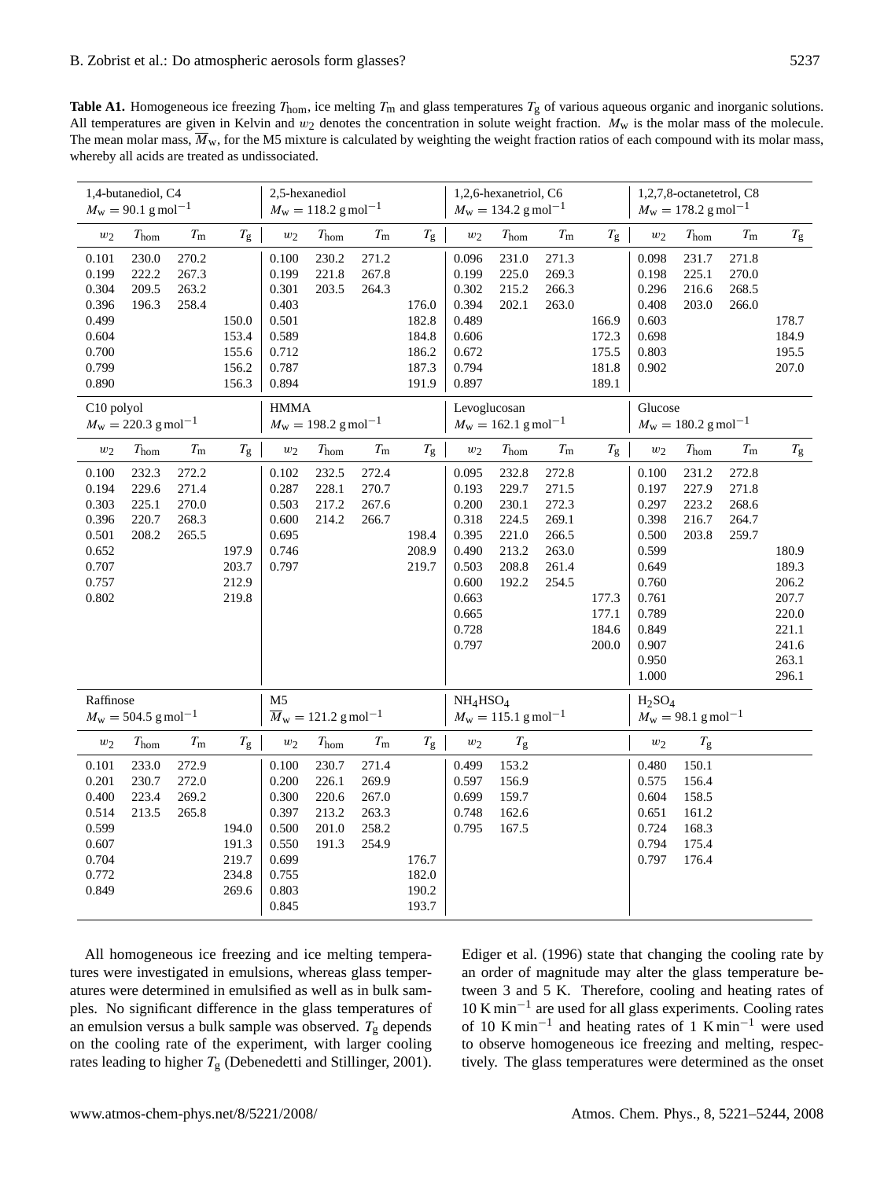**Table A1.** Homogeneous ice freezing $T_{hom}$, ice melting $T_m$ and glass temperatures $T_g$ of various aqueous organic and inorganic solutions. All temperatures are given in Kelvin and $w_2$ denotes the concentration in solute weight fraction. $M_w$ is the molar mass of the molecule. The mean molar mass, $\overline{M}_w$, for the M5 mixture is calculated by weighting the weight fraction ratios of each compound with its molar mass, whereby all acids are treated as undissociated.

| 1,4-butanediol, C4 $M_w = 90.1\ g\,mol^{-1}$ | | | | 2,5-hexanediol $M_w = 118.2\ g\,mol^{-1}$ | | | | 1,2,6-hexanetriol, C6 $M_w = 134.2\ g\,mol^{-1}$ | | | | 1,2,7,8-octanetetrol, C8 $M_w = 178.2\ g\,mol^{-1}$ | | | |
|---|---|---|---|---|---|---|---|---|---|---|---|---|---|---|---|
| $w_2$ | $T_{hom}$ | $T_m$ | $T_g$ | $w_2$ | $T_{hom}$ | $T_m$ | $T_g$ | $w_2$ | $T_{hom}$ | $T_m$ | $T_g$ | $w_2$ | $T_{hom}$ | $T_m$ | $T_g$ |
| 0.101 | 230.0 | 270.2 | | 0.100 | 230.2 | 271.2 | | 0.096 | 231.0 | 271.3 | | 0.098 | 231.7 | 271.8 | |
| 0.199 | 222.2 | 267.3 | | 0.199 | 221.8 | 267.8 | | 0.199 | 225.0 | 269.3 | | 0.198 | 225.1 | 270.0 | |
| 0.304 | 209.5 | 263.2 | | 0.301 | 203.5 | 264.3 | | 0.302 | 215.2 | 266.3 | | 0.296 | 216.6 | 268.5 | |
| 0.396 | 196.3 | 258.4 | | 0.403 | | | 176.0 | 0.394 | 202.1 | 263.0 | | 0.408 | 203.0 | 266.0 | |
| 0.499 | | | 150.0 | 0.501 | | | 182.8 | 0.489 | | | 166.9 | 0.603 | | | 178.7 |
| 0.604 | | | 153.4 | 0.589 | | | 184.8 | 0.606 | | | 172.3 | 0.698 | | | 184.9 |
| 0.700 | | | 155.6 | 0.712 | | | 186.2 | 0.672 | | | 175.5 | 0.803 | | | 195.5 |
| 0.799 | | | 156.2 | 0.787 | | | 187.3 | 0.794 | | | 181.8 | 0.902 | | | 207.0 |
| 0.890 | | | 156.3 | 0.894 | | | 191.9 | 0.897 | | | 189.1 | | | | |
| C10 polyol $M_w = 220.3\ g\,mol^{-1}$ | | | | HMMA $M_w = 198.2\ g\,mol^{-1}$ | | | | Levoglucosan $M_w = 162.1\ g\,mol^{-1}$ | | | | Glucose $M_w = 180.2\ g\,mol^{-1}$ | | | |
| $w_2$ | $T_{hom}$ | $T_m$ | $T_g$ | $w_2$ | $T_{hom}$ | $T_m$ | $T_g$ | $w_2$ | $T_{hom}$ | $T_m$ | $T_g$ | $w_2$ | $T_{hom}$ | $T_m$ | $T_g$ |
| 0.100 | 232.3 | 272.2 | | 0.102 | 232.5 | 272.4 | | 0.095 | 232.8 | 272.8 | | 0.100 | 231.2 | 272.8 | |
| 0.194 | 229.6 | 271.4 | | 0.287 | 228.1 | 270.7 | | 0.193 | 229.7 | 271.5 | | 0.197 | 227.9 | 271.8 | |
| 0.303 | 225.1 | 270.0 | | 0.503 | 217.2 | 267.6 | | 0.200 | 230.1 | 272.3 | | 0.297 | 223.2 | 268.6 | |
| 0.396 | 220.7 | 268.3 | | 0.600 | 214.2 | 266.7 | | 0.318 | 224.5 | 269.1 | | 0.398 | 216.7 | 264.7 | |
| 0.501 | 208.2 | 265.5 | | 0.695 | | | 198.4 | 0.395 | 221.0 | 266.5 | | 0.500 | 203.8 | 259.7 | |
| 0.652 | | | 197.9 | 0.746 | | | 208.9 | 0.490 | 213.2 | 263.0 | | 0.599 | | | 180.9 |
| 0.707 | | | 203.7 | 0.797 | | | 219.7 | 0.503 | 208.8 | 261.4 | | 0.649 | | | 189.3 |
| 0.757 | | | 212.9 | | | | | 0.600 | 192.2 | 254.5 | | 0.760 | | | 206.2 |
| 0.802 | | | 219.8 | | | | | 0.663 | | | 177.3 | 0.761 | | | 207.7 |
| | | | | | | | | 0.665 | | | 177.1 | 0.789 | | | 220.0 |
| | | | | | | | | 0.728 | | | 184.6 | 0.849 | | | 221.1 |
| | | | | | | | | 0.797 | | | 200.0 | 0.907 | | | 241.6 |
| | | | | | | | | | | | | 0.950 | | | 263.1 |
| | | | | | | | | | | | | 1.000 | | | 296.1 |
| Raffinose $M_w = 504.5\ g\,mol^{-1}$ | | | | M5 $\overline{M}_w = 121.2\ g\,mol^{-1}$ | | | | $NH_4HSO_4$ $M_w = 115.1\ g\,mol^{-1}$ | | | | $H_2SO_4$ $M_w = 98.1\ g\,mol^{-1}$ | | | |
| $w_2$ | $T_{hom}$ | $T_m$ | $T_g$ | $w_2$ | $T_{hom}$ | $T_m$ | $T_g$ | $w_2$ | $T_g$ | | | $w_2$ | $T_g$ | | |
| 0.101 | 233.0 | 272.9 | | 0.100 | 230.7 | 271.4 | | 0.499 | 153.2 | | | 0.480 | 150.1 | | |
| 0.201 | 230.7 | 272.0 | | 0.200 | 226.1 | 269.9 | | 0.597 | 156.9 | | | 0.575 | 156.4 | | |
| 0.400 | 223.4 | 269.2 | | 0.300 | 220.6 | 267.0 | | 0.699 | 159.7 | | | 0.604 | 158.5 | | |
| 0.514 | 213.5 | 265.8 | | 0.397 | 213.2 | 263.3 | | 0.748 | 162.6 | | | 0.651 | 161.2 | | |
| 0.599 | | | 194.0 | 0.500 | 201.0 | 258.2 | | 0.795 | 167.5 | | | 0.724 | 168.3 | | |
| 0.607 | | | 191.3 | 0.550 | 191.3 | 254.9 | | | | | | 0.794 | 175.4 | | |
| 0.704 | | | 219.7 | 0.699 | | | 176.7 | | | | | 0.797 | 176.4 | | |
| 0.772 | | | 234.8 | 0.755 | | | 182.0 | | | | | | | | |
| 0.849 | | | 269.6 | 0.803 | | | 190.2 | | | | | | | | |
| | | | | 0.845 | | | 193.7 | | | | | | | | |

All homogeneous ice freezing and ice melting temperatures were investigated in emulsions, whereas glass temperatures were determined in emulsified as well as in bulk samples. No significant difference in the glass temperatures of an emulsion versus a bulk sample was observed. $T_g$ depends on the cooling rate of the experiment, with larger cooling rates leading to higher $T_g$ (Debenedetti and Stillinger, 2001). Ediger et al. (1996) state that changing the cooling rate by an order of magnitude may alter the glass temperature between 3 and 5 K. Therefore, cooling and heating rates of 10 K min$^{-1}$ are used for all glass experiments. Cooling rates of 10 K min$^{-1}$ and heating rates of 1 K min$^{-1}$ were used to observe homogeneous ice freezing and melting, respectively. The glass temperatures were determined as the onset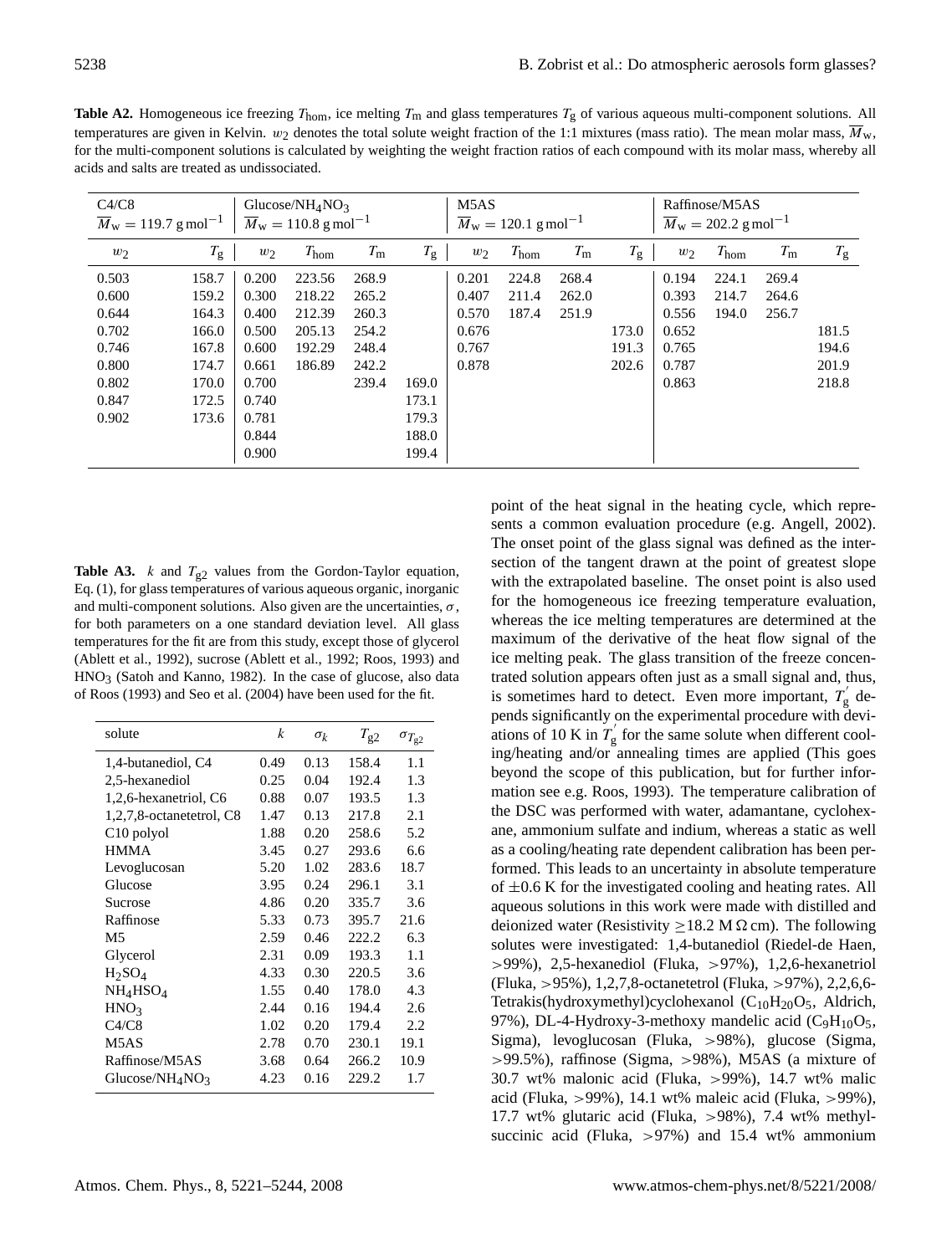**Table A2.** Homogeneous ice freezing $T_{\mathrm{hom}}$, ice melting $T_{\mathrm{m}}$ and glass temperatures $T_{\mathrm{g}}$ of various aqueous multi-component solutions. All temperatures are given in Kelvin. $w_2$ denotes the total solute weight fraction of the 1:1 mixtures (mass ratio). The mean molar mass, $\overline{M}_{\mathrm{w}}$, for the multi-component solutions is calculated by weighting the weight fraction ratios of each compound with its molar mass, whereby all acids and salts are treated as undissociated.

| C4/C8 $\overline{M}_{\mathrm{w}} = 119.7\,\mathrm{g\,mol^{-1}}$ | | Glucose/$NH_4NO_3$ $\overline{M}_{\mathrm{w}} = 110.8\,\mathrm{g\,mol^{-1}}$ | | | | M5AS $\overline{M}_{\mathrm{w}} = 120.1\,\mathrm{g\,mol^{-1}}$ | | | | Raffinose/M5AS $\overline{M}_{\mathrm{w}} = 202.2\,\mathrm{g\,mol^{-1}}$ | | | |
|---|---|---|---|---|---|---|---|---|---|---|---|---|---|
| $w_2$ | $T_{\mathrm{g}}$ | $w_2$ | $T_{\mathrm{hom}}$ | $T_{\mathrm{m}}$ | $T_{\mathrm{g}}$ | $w_2$ | $T_{\mathrm{hom}}$ | $T_{\mathrm{m}}$ | $T_{\mathrm{g}}$ | $w_2$ | $T_{\mathrm{hom}}$ | $T_{\mathrm{m}}$ | $T_{\mathrm{g}}$ |
| 0.503 | 158.7 | 0.200 | 223.56 | 268.9 | | 0.201 | 224.8 | 268.4 | | 0.194 | 224.1 | 269.4 | |
| 0.600 | 159.2 | 0.300 | 218.22 | 265.2 | | 0.407 | 211.4 | 262.0 | | 0.393 | 214.7 | 264.6 | |
| 0.644 | 164.3 | 0.400 | 212.39 | 260.3 | | 0.570 | 187.4 | 251.9 | | 0.556 | 194.0 | 256.7 | |
| 0.702 | 166.0 | 0.500 | 205.13 | 254.2 | | 0.676 | | | 173.0 | 0.652 | | | 181.5 |
| 0.746 | 167.8 | 0.600 | 192.29 | 248.4 | | 0.767 | | | 191.3 | 0.765 | | | 194.6 |
| 0.800 | 174.7 | 0.661 | 186.89 | 242.2 | | 0.878 | | | 202.6 | 0.787 | | | 201.9 |
| 0.802 | 170.0 | 0.700 | | 239.4 | 169.0 | | | | | 0.863 | | | 218.8 |
| 0.847 | 172.5 | 0.740 | | | 173.1 | | | | | | | | |
| 0.902 | 173.6 | 0.781 | | | 179.3 | | | | | | | | |
| | | 0.844 | | | 188.0 | | | | | | | | |
| | | 0.900 | | | 199.4 | | | | | | | | |

**Table A3.** $k$ and $T_{\mathrm{g2}}$ values from the Gordon-Taylor equation, Eq. (1), for glass temperatures of various aqueous organic, inorganic and multi-component solutions. Also given are the uncertainties, $\sigma$, for both parameters on a one standard deviation level. All glass temperatures for the fit are from this study, except those of glycerol (Ablett et al., 1992), sucrose (Ablett et al., 1992; Roos, 1993) and $HNO_3$ (Satoh and Kanno, 1982). In the case of glucose, also data of Roos (1993) and Seo et al. (2004) have been used for the fit.

| solute | $k$ | $\sigma_k$ | $T_{\mathrm{g2}}$ | $\sigma_{T_{\mathrm{g2}}}$ |
|---|---|---|---|---|
| 1,4-butanediol, C4 | 0.49 | 0.13 | 158.4 | 1.1 |
| 2,5-hexanediol | 0.25 | 0.04 | 192.4 | 1.3 |
| 1,2,6-hexanetriol, C6 | 0.88 | 0.07 | 193.5 | 1.3 |
| 1,2,7,8-octanetetrol, C8 | 1.47 | 0.13 | 217.8 | 2.1 |
| C10 polyol | 1.88 | 0.20 | 258.6 | 5.2 |
| HMMA | 3.45 | 0.27 | 293.6 | 6.6 |
| Levoglucosan | 5.20 | 1.02 | 283.6 | 18.7 |
| Glucose | 3.95 | 0.24 | 296.1 | 3.1 |
| Sucrose | 4.86 | 0.20 | 335.7 | 3.6 |
| Raffinose | 5.33 | 0.73 | 395.7 | 21.6 |
| M5 | 2.59 | 0.46 | 222.2 | 6.3 |
| Glycerol | 2.31 | 0.09 | 193.3 | 1.1 |
| $H_2SO_4$ | 4.33 | 0.30 | 220.5 | 3.6 |
| $NH_4HSO_4$ | 1.55 | 0.40 | 178.0 | 4.3 |
| $HNO_3$ | 2.44 | 0.16 | 194.4 | 2.6 |
| C4/C8 | 1.02 | 0.20 | 179.4 | 2.2 |
| M5AS | 2.78 | 0.70 | 230.1 | 19.1 |
| Raffinose/M5AS | 3.68 | 0.64 | 266.2 | 10.9 |
| Glucose/$NH_4NO_3$ | 4.23 | 0.16 | 229.2 | 1.7 |

point of the heat signal in the heating cycle, which represents a common evaluation procedure (e.g. Angell, 2002). The onset point of the glass signal was defined as the intersection of the tangent drawn at the point of greatest slope with the extrapolated baseline. The onset point is also used for the homogeneous ice freezing temperature evaluation, whereas the ice melting temperatures are determined at the maximum of the derivative of the heat flow signal of the ice melting peak. The glass transition of the freeze concentrated solution appears often just as a small signal and, thus, is sometimes hard to detect. Even more important, $T_{\mathrm{g}}^{'}$ depends significantly on the experimental procedure with deviations of 10 K in $T_{\mathrm{g}}^{'}$ for the same solute when different cooling/heating and/or annealing times are applied (This goes beyond the scope of this publication, but for further information see e.g. Roos, 1993). The temperature calibration of the DSC was performed with water, adamantane, cyclohexane, ammonium sulfate and indium, whereas a static as well as a cooling/heating rate dependent calibration has been performed. This leads to an uncertainty in absolute temperature of $\pm 0.6$ K for the investigated cooling and heating rates. All aqueous solutions in this work were made with distilled and deionized water (Resistivity $\geq 18.2$ M$\Omega$ cm). The following solutes were investigated: 1,4-butanediol (Riedel-de Haen, >99%), 2,5-hexanediol (Fluka, >97%), 1,2,6-hexanetriol (Fluka, >95%), 1,2,7,8-octanetetrol (Fluka, >97%), 2,2,6,6-Tetrakis(hydroxymethyl)cyclohexanol ($C_{10}H_{20}O_5$, Aldrich, 97%), DL-4-Hydroxy-3-methoxy mandelic acid ($C_9H_{10}O_5$, Sigma), levoglucosan (Fluka, >98%), glucose (Sigma, >99.5%), raffinose (Sigma, >98%), M5AS (a mixture of 30.7 wt% malonic acid (Fluka, >99%), 14.7 wt% malic acid (Fluka, >99%), 14.1 wt% maleic acid (Fluka, >99%), 17.7 wt% glutaric acid (Fluka, >98%), 7.4 wt% methylsuccinic acid (Fluka, >97%) and 15.4 wt% ammonium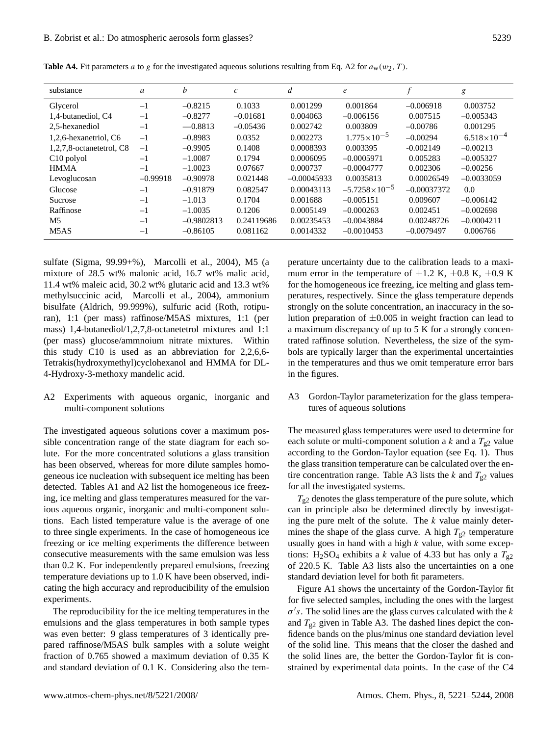**Table A4.** Fit parameters $a$ to $g$ for the investigated aqueous solutions resulting from Eq. A2 for $a_w(w_2, T)$.

| substance | $a$ | $b$ | $c$ | $d$ | $e$ | $f$ | $g$ |
|---|---|---|---|---|---|---|---|
| Glycerol | –1 | –0.8215 | 0.1033 | 0.001299 | 0.001864 | –0.006918 | 0.003752 |
| 1,4-butanediol, C4 | –1 | –0.8277 | –0.01681 | 0.004063 | –0.006156 | 0.007515 | –0.005343 |
| 2,5-hexanediol | –1 | —0.8813 | –0.05436 | 0.002742 | 0.003809 | –0.00786 | 0.001295 |
| 1,2,6-hexanetriol, C6 | –1 | –0.8983 | 0.0352 | 0.002273 | $1.775\times10^{-5}$ | –0.00294 | $6.518\times10^{-4}$ |
| 1,2,7,8-octanetetrol, C8 | –1 | –0.9905 | 0.1408 | 0.0008393 | 0.003395 | -0.002149 | –0.00213 |
| C10 polyol | –1 | –1.0087 | 0.1794 | 0.0006095 | –0.0005971 | 0.005283 | –0.005327 |
| HMMA | –1 | –1.0023 | 0.07667 | 0.000737 | –0.0004777 | 0.002306 | –0.00256 |
| Levoglucosan | –0.99918 | –0.90978 | 0.021448 | –0.00045933 | 0.0035813 | 0.00026549 | –0.0033059 |
| Glucose | –1 | –0.91879 | 0.082547 | 0.00043113 | $-5.7258\times10^{-5}$ | –0.00037372 | 0.0 |
| Sucrose | –1 | –1.013 | 0.1704 | 0.001688 | –0.005151 | 0.009607 | –0.006142 |
| Raffinose | –1 | –1.0035 | 0.1206 | 0.0005149 | –0.000263 | 0.002451 | –0.002698 |
| M5 | –1 | –0.9802813 | 0.24119686 | 0.00235453 | –0.0043884 | 0.00248726 | –0.0004211 |
| M5AS | –1 | –0.86105 | 0.081162 | 0.0014332 | –0.0010453 | –0.0079497 | 0.006766 |

sulfate (Sigma, 99.99+%), Marcolli et al., 2004), M5 (a mixture of 28.5 wt% malonic acid, 16.7 wt% malic acid, 11.4 wt% maleic acid, 30.2 wt% glutaric acid and 13.3 wt% methylsuccinic acid, Marcolli et al., 2004), ammonium bisulfate (Aldrich, 99.999%), sulfuric acid (Roth, rotipuran), 1:1 (per mass) raffinose/M5AS mixtures, 1:1 (per mass) 1,4-butanediol/1,2,7,8-octanetetrol mixtures and 1:1 (per mass) glucose/ammnoium nitrate mixtures. Within this study C10 is used as an abbreviation for 2,2,6,6-Tetrakis(hydroxymethyl)cyclohexanol and HMMA for DL-4-Hydroxy-3-methoxy mandelic acid.

## A2 Experiments with aqueous organic, inorganic and multi-component solutions

The investigated aqueous solutions cover a maximum possible concentration range of the state diagram for each solute. For the more concentrated solutions a glass transition has been observed, whereas for more dilute samples homogeneous ice nucleation with subsequent ice melting has been detected. Tables A1 and A2 list the homogeneous ice freezing, ice melting and glass temperatures measured for the various aqueous organic, inorganic and multi-component solutions. Each listed temperature value is the average of one to three single experiments. In the case of homogeneous ice freezing or ice melting experiments the difference between consecutive measurements with the same emulsion was less than 0.2 K. For independently prepared emulsions, freezing temperature deviations up to 1.0 K have been observed, indicating the high accuracy and reproducibility of the emulsion experiments.

The reproducibility for the ice melting temperatures in the emulsions and the glass temperatures in both sample types was even better: 9 glass temperatures of 3 identically prepared raffinose/M5AS bulk samples with a solute weight fraction of 0.765 showed a maximum deviation of 0.35 K and standard deviation of 0.1 K. Considering also the temperature uncertainty due to the calibration leads to a maximum error in the temperature of ±1.2 K, ±0.8 K, ±0.9 K for the homogeneous ice freezing, ice melting and glass temperatures, respectively. Since the glass temperature depends strongly on the solute concentration, an inaccuracy in the solution preparation of ±0.005 in weight fraction can lead to a maximum discrepancy of up to 5 K for a strongly concentrated raffinose solution. Nevertheless, the size of the symbols are typically larger than the experimental uncertainties in the temperatures and thus we omit temperature error bars in the figures.

## A3 Gordon-Taylor parameterization for the glass temperatures of aqueous solutions

The measured glass temperatures were used to determine for each solute or multi-component solution a $k$ and a $T_{g2}$ value according to the Gordon-Taylor equation (see Eq. 1). Thus the glass transition temperature can be calculated over the entire concentration range. Table A3 lists the $k$ and $T_{g2}$ values for all the investigated systems.

$T_{g2}$ denotes the glass temperature of the pure solute, which can in principle also be determined directly by investigating the pure melt of the solute. The $k$ value mainly determines the shape of the glass curve. A high $T_{g2}$ temperature usually goes in hand with a high $k$ value, with some exceptions: $H_2SO_4$ exhibits a $k$ value of 4.33 but has only a $T_{g2}$ of 220.5 K. Table A3 lists also the uncertainties on a one standard deviation level for both fit parameters.

Figure A1 shows the uncertainty of the Gordon-Taylor fit for five selected samples, including the ones with the largest $\sigma'$s. The solid lines are the glass curves calculated with the $k$ and $T_{g2}$ given in Table A3. The dashed lines depict the confidence bands on the plus/minus one standard deviation level of the solid line. This means that the closer the dashed and the solid lines are, the better the Gordon-Taylor fit is constrained by experimental data points. In the case of the C4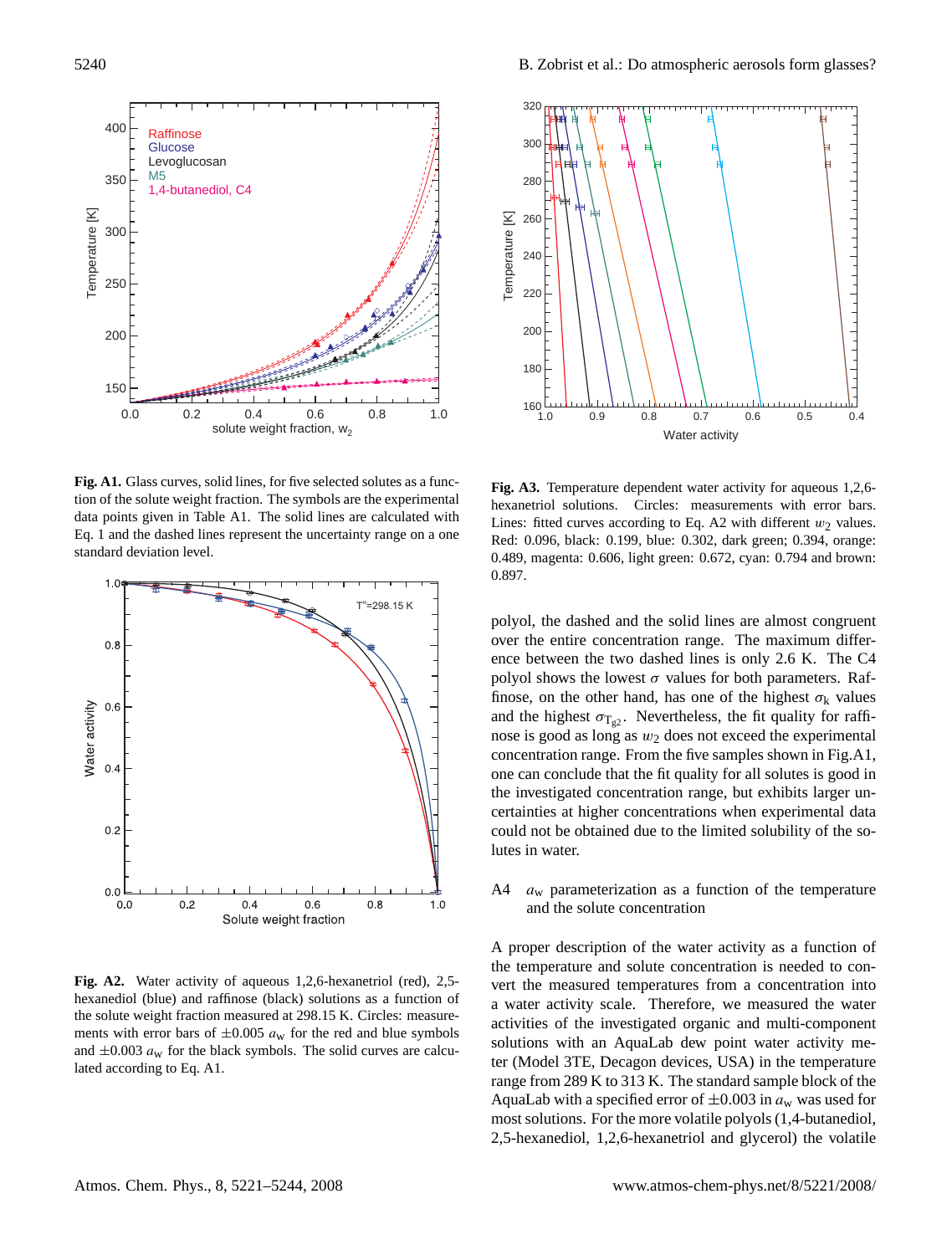**Fig. A1.** Glass curves, solid lines, for five selected solutes as a function of the solute weight fraction. The symbols are the experimental data points given in Table A1. The solid lines are calculated with Eq. 1 and the dashed lines represent the uncertainty range on a one standard deviation level.

**Fig. A2.** Water activity of aqueous 1,2,6-hexanetriol (red), 2,5-hexanediol (blue) and raffinose (black) solutions as a function of the solute weight fraction measured at 298.15 K. Circles: measurements with error bars of $\pm 0.005$ $a_w$ for the red and blue symbols and $\pm 0.003$ $a_w$ for the black symbols. The solid curves are calculated according to Eq. A1.

**Fig. A3.** Temperature dependent water activity for aqueous 1,2,6-hexanetriol solutions. Circles: measurements with error bars. Lines: fitted curves according to Eq. A2 with different $w_2$ values. Red: 0.096, black: 0.199, blue: 0.302, dark green: 0.394, orange: 0.489, magenta: 0.606, light green: 0.672, cyan: 0.794 and brown: 0.897.

polyol, the dashed and the solid lines are almost congruent over the entire concentration range. The maximum difference between the two dashed lines is only 2.6 K. The C4 polyol shows the lowest $\sigma$ values for both parameters. Raffinose, on the other hand, has one of the highest $\sigma_k$ values and the highest $\sigma_{T_{g2}}$. Nevertheless, the fit quality for raffinose is good as long as $w_2$ does not exceed the experimental concentration range. From the five samples shown in Fig.A1, one can conclude that the fit quality for all solutes is good in the investigated concentration range, but exhibits larger uncertainties at higher concentrations when experimental data could not be obtained due to the limited solubility of the solutes in water.

## A4 $a_w$ parameterization as a function of the temperature and the solute concentration

A proper description of the water activity as a function of the temperature and solute concentration is needed to convert the measured temperatures from a concentration into a water activity scale. Therefore, we measured the water activities of the investigated organic and multi-component solutions with an AquaLab dew point water activity meter (Model 3TE, Decagon devices, USA) in the temperature range from 289 K to 313 K. The standard sample block of the AquaLab with a specified error of $\pm 0.003$ in $a_w$ was used for most solutions. For the more volatile polyols (1,4-butanediol, 2,5-hexanediol, 1,2,6-hexanetriol and glycerol) the volatile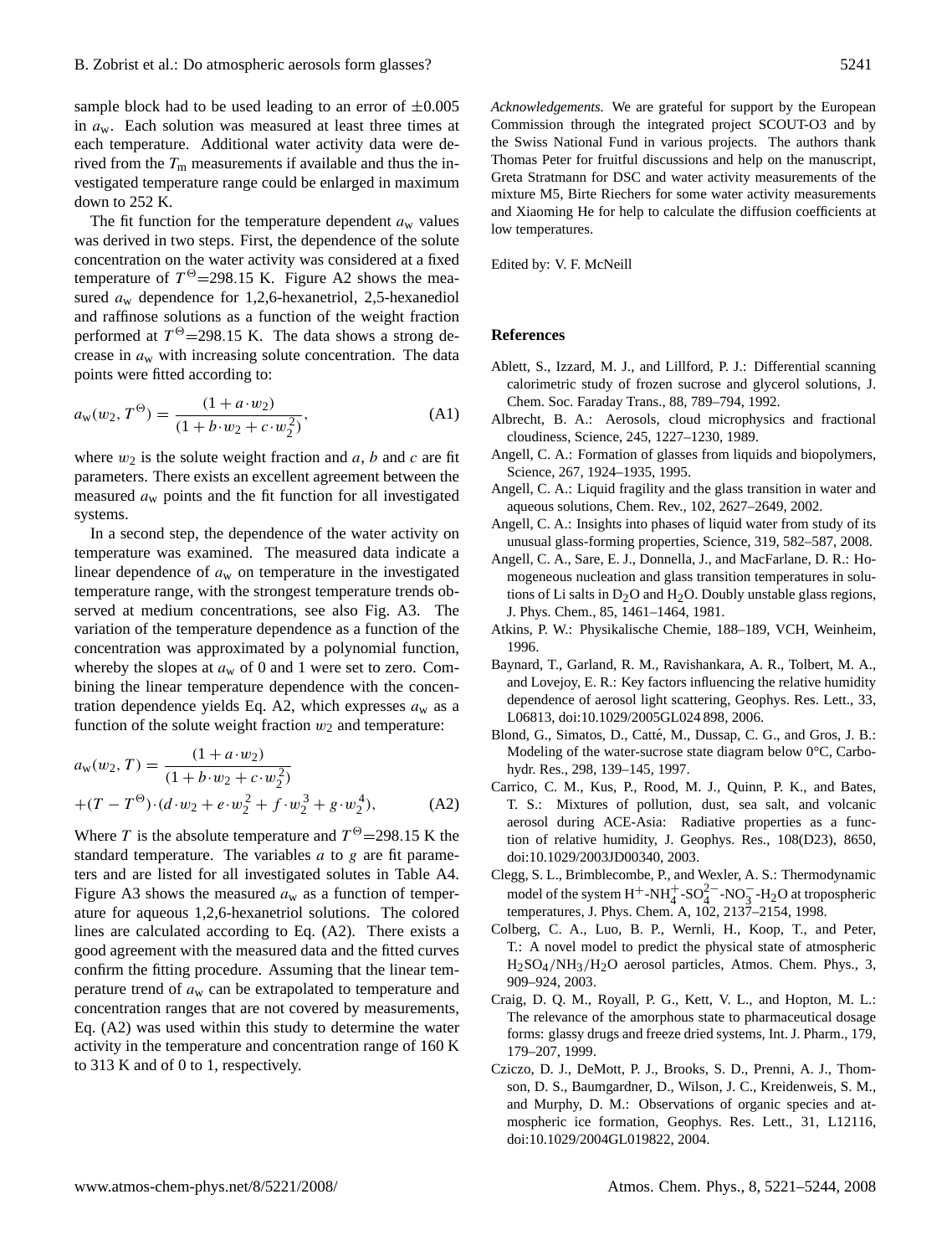sample block had to be used leading to an error of $\pm 0.005$ in $a_w$. Each solution was measured at least three times at each temperature. Additional water activity data were derived from the $T_m$ measurements if available and thus the investigated temperature range could be enlarged in maximum down to 252 K.

The fit function for the temperature dependent $a_w$ values was derived in two steps. First, the dependence of the solute concentration on the water activity was considered at a fixed temperature of $T^{\ominus}$=298.15 K. Figure A2 shows the measured $a_w$ dependence for 1,2,6-hexanetriol, 2,5-hexanediol and raffinose solutions as a function of the weight fraction performed at $T^{\ominus}$=298.15 K. The data shows a strong decrease in $a_w$ with increasing solute concentration. The data points were fitted according to:

$$a_w(w_2, T^{\ominus}) = \frac{(1 + a \cdot w_2)}{(1 + b \cdot w_2 + c \cdot w_2^2)}, \tag{A1}$$

where $w_2$ is the solute weight fraction and $a$, $b$ and $c$ are fit parameters. There exists an excellent agreement between the measured $a_w$ points and the fit function for all investigated systems.

In a second step, the dependence of the water activity on temperature was examined. The measured data indicate a linear dependence of $a_w$ on temperature in the investigated temperature range, with the strongest temperature trends observed at medium concentrations, see also Fig. A3. The variation of the temperature dependence as a function of the concentration was approximated by a polynomial function, whereby the slopes at $a_w$ of 0 and 1 were set to zero. Combining the linear temperature dependence with the concentration dependence yields Eq. A2, which expresses $a_w$ as a function of the solute weight fraction $w_2$ and temperature:

$$a_w(w_2, T) = \frac{(1 + a \cdot w_2)}{(1 + b \cdot w_2 + c \cdot w_2^2)} + (T - T^{\ominus}) \cdot (d \cdot w_2 + e \cdot w_2^2 + f \cdot w_2^3 + g \cdot w_2^4), \tag{A2}$$

Where $T$ is the absolute temperature and $T^{\ominus}$=298.15 K the standard temperature. The variables $a$ to $g$ are fit parameters and are listed for all investigated solutes in Table A4. Figure A3 shows the measured $a_w$ as a function of temperature for aqueous 1,2,6-hexanetriol solutions. The colored lines are calculated according to Eq. (A2). There exists a good agreement with the measured data and the fitted curves confirm the fitting procedure. Assuming that the linear temperature trend of $a_w$ can be extrapolated to temperature and concentration ranges that are not covered by measurements, Eq. (A2) was used within this study to determine the water activity in the temperature and concentration range of 160 K to 313 K and of 0 to 1, respectively.

*Acknowledgements.* We are grateful for support by the European Commission through the integrated project SCOUT-O3 and by the Swiss National Fund in various projects. The authors thank Thomas Peter for fruitful discussions and help on the manuscript, Greta Stratmann for DSC and water activity measurements of the mixture M5, Birte Riechers for some water activity measurements and Xiaoming He for help to calculate the diffusion coefficients at low temperatures.

Edited by: V. F. McNeill

## References

Ablett, S., Izzard, M. J., and Lillford, P. J.: Differential scanning calorimetric study of frozen sucrose and glycerol solutions, J. Chem. Soc. Faraday Trans., 88, 789–794, 1992.

Albrecht, B. A.: Aerosols, cloud microphysics and fractional cloudiness, Science, 245, 1227–1230, 1989.

Angell, C. A.: Formation of glasses from liquids and biopolymers, Science, 267, 1924–1935, 1995.

Angell, C. A.: Liquid fragility and the glass transition in water and aqueous solutions, Chem. Rev., 102, 2627–2649, 2002.

Angell, C. A.: Insights into phases of liquid water from study of its unusual glass-forming properties, Science, 319, 582–587, 2008.

Angell, C. A., Sare, E. J., Donnella, J., and MacFarlane, D. R.: Homogeneous nucleation and glass transition temperatures in solutions of Li salts in $D_2O$ and $H_2O$. Doubly unstable glass regions, J. Phys. Chem., 85, 1461–1464, 1981.

Atkins, P. W.: Physikalische Chemie, 188–189, VCH, Weinheim, 1996.

Baynard, T., Garland, R. M., Ravishankara, A. R., Tolbert, M. A., and Lovejoy, E. R.: Key factors influencing the relative humidity dependence of aerosol light scattering, Geophys. Res. Lett., 33, L06813, doi:10.1029/2005GL024 898, 2006.

Blond, G., Simatos, D., Catté, M., Dussap, C. G., and Gros, J. B.: Modeling of the water-sucrose state diagram below 0°C, Carbohydr. Res., 298, 139–145, 1997.

Carrico, C. M., Kus, P., Rood, M. J., Quinn, P. K., and Bates, T. S.: Mixtures of pollution, dust, sea salt, and volcanic aerosol during ACE-Asia: Radiative properties as a function of relative humidity, J. Geophys. Res., 108(D23), 8650, doi:10.1029/2003JD00340, 2003.

Clegg, S. L., Brimblecombe, P., and Wexler, A. S.: Thermodynamic model of the system $H^+$-$NH_4^+$-$SO_4^{2-}$-$NO_3^-$-$H_2O$ at tropospheric temperatures, J. Phys. Chem. A, 102, 2137–2154, 1998.

Colberg, C. A., Luo, B. P., Wernli, H., Koop, T., and Peter, T.: A novel model to predict the physical state of atmospheric $H_2SO_4/NH_3/H_2O$ aerosol particles, Atmos. Chem. Phys., 3, 909–924, 2003.

Craig, D. Q. M., Royall, P. G., Kett, V. L., and Hopton, M. L.: The relevance of the amorphous state to pharmaceutical dosage forms: glassy drugs and freeze dried systems, Int. J. Pharm., 179, 179–207, 1999.

Cziczo, D. J., DeMott, P. J., Brooks, S. D., Prenni, A. J., Thomson, D. S., Baumgardner, D., Wilson, J. C., Kreidenweis, S. M., and Murphy, D. M.: Observations of organic species and atmospheric ice formation, Geophys. Res. Lett., 31, L12116, doi:10.1029/2004GL019822, 2004.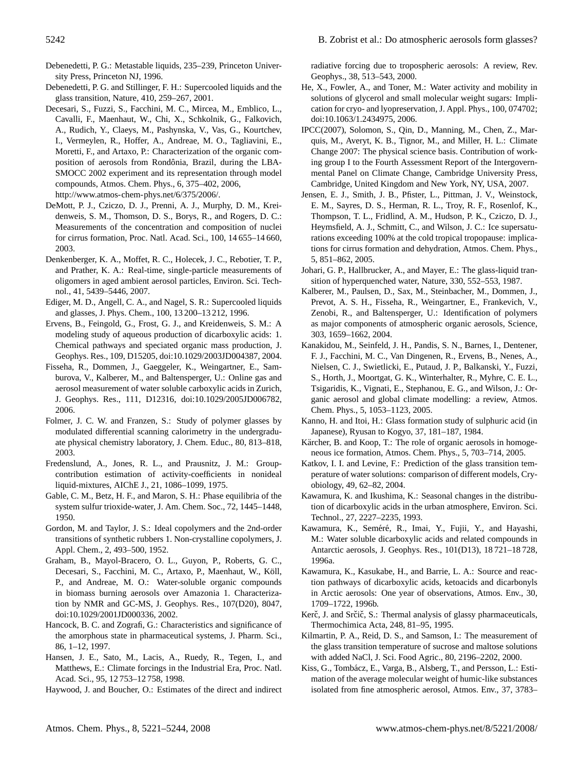Debenedetti, P. G.: Metastable liquids, 235–239, Princeton University Press, Princeton NJ, 1996.

Debenedetti, P. G. and Stillinger, F. H.: Supercooled liquids and the glass transition, Nature, 410, 259–267, 2001.

Decesari, S., Fuzzi, S., Facchini, M. C., Mircea, M., Emblico, L., Cavalli, F., Maenhaut, W., Chi, X., Schkolnik, G., Falkovich, A., Rudich, Y., Claeys, M., Pashynska, V., Vas, G., Kourtchev, I., Vermeylen, R., Hoffer, A., Andreae, M. O., Tagliavini, E., Moretti, F., and Artaxo, P.: Characterization of the organic composition of aerosols from Rondônia, Brazil, during the LBA-SMOCC 2002 experiment and its representation through model compounds, Atmos. Chem. Phys., 6, 375–402, 2006, http://www.atmos-chem-phys.net/6/375/2006/.

DeMott, P. J., Cziczo, D. J., Prenni, A. J., Murphy, D. M., Kreidenweis, S. M., Thomson, D. S., Borys, R., and Rogers, D. C.: Measurements of the concentration and composition of nuclei for cirrus formation, Proc. Natl. Acad. Sci., 100, 14 655–14 660, 2003.

Denkenberger, K. A., Moffet, R. C., Holecek, J. C., Rebotier, T. P., and Prather, K. A.: Real-time, single-particle measurements of oligomers in aged ambient aerosol particles, Environ. Sci. Technol., 41, 5439–5446, 2007.

Ediger, M. D., Angell, C. A., and Nagel, S. R.: Supercooled liquids and glasses, J. Phys. Chem., 100, 13 200–13 212, 1996.

Ervens, B., Feingold, G., Frost, G. J., and Kreidenweis, S. M.: A modeling study of aqueous production of dicarboxylic acids: 1. Chemical pathways and speciated organic mass production, J. Geophys. Res., 109, D15205, doi:10.1029/2003JD004387, 2004.

Fisseha, R., Dommen, J., Gaeggeler, K., Weingartner, E., Samburova, V., Kalberer, M., and Baltensperger, U.: Online gas and aerosol measurement of water soluble carboxylic acids in Zurich, J. Geophys. Res., 111, D12316, doi:10.1029/2005JD006782, 2006.

Folmer, J. C. W. and Franzen, S.: Study of polymer glasses by modulated differential scanning calorimetry in the undergraduate physical chemistry laboratory, J. Chem. Educ., 80, 813–818, 2003.

Fredenslund, A., Jones, R. L., and Prausnitz, J. M.: Group-contribution estimation of activity-coefficients in nonideal liquid-mixtures, AIChE J., 21, 1086–1099, 1975.

Gable, C. M., Betz, H. F., and Maron, S. H.: Phase equilibria of the system sulfur trioxide-water, J. Am. Chem. Soc., 72, 1445–1448, 1950.

Gordon, M. and Taylor, J. S.: Ideal copolymers and the 2nd-order transitions of synthetic rubbers 1. Non-crystalline copolymers, J. Appl. Chem., 2, 493–500, 1952.

Graham, B., Mayol-Bracero, O. L., Guyon, P., Roberts, G. C., Decesari, S., Facchini, M. C., Artaxo, P., Maenhaut, W., Köll, P., and Andreae, M. O.: Water-soluble organic compounds in biomass burning aerosols over Amazonia 1. Characterization by NMR and GC-MS, J. Geophys. Res., 107(D20), 8047, doi:10.1029/2001JD000336, 2002.

Hancock, B. C. and Zografi, G.: Characteristics and significance of the amorphous state in pharmaceutical systems, J. Pharm. Sci., 86, 1–12, 1997.

Hansen, J. E., Sato, M., Lacis, A., Ruedy, R., Tegen, I., and Matthews, E.: Climate forcings in the Industrial Era, Proc. Natl. Acad. Sci., 95, 12 753–12 758, 1998.

Haywood, J. and Boucher, O.: Estimates of the direct and indirect radiative forcing due to tropospheric aerosols: A review, Rev. Geophys., 38, 513–543, 2000.

He, X., Fowler, A., and Toner, M.: Water activity and mobility in solutions of glycerol and small molecular weight sugars: Implication for cryo- and lyopreservation, J. Appl. Phys., 100, 074702; doi:10.1063/1.2434975, 2006.

IPCC(2007), Solomon, S., Qin, D., Manning, M., Chen, Z., Marquis, M., Averyt, K. B., Tignor, M., and Miller, H. L.: Climate Change 2007: The physical science basis. Contribution of working group I to the Fourth Assessment Report of the Intergovernmental Panel on Climate Change, Cambridge University Press, Cambridge, United Kingdom and New York, NY, USA, 2007.

Jensen, E. J., Smith, J. B., Pfister, L., Pittman, J. V., Weinstock, E. M., Sayres, D. S., Herman, R. L., Troy, R. F., Rosenlof, K., Thompson, T. L., Fridlind, A. M., Hudson, P. K., Cziczo, D. J., Heymsfield, A. J., Schmitt, C., and Wilson, J. C.: Ice supersaturations exceeding 100% at the cold tropical tropopause: implications for cirrus formation and dehydration, Atmos. Chem. Phys., 5, 851–862, 2005.

Johari, G. P., Hallbrucker, A., and Mayer, E.: The glass-liquid transition of hyperquenched water, Nature, 330, 552–553, 1987.

Kalberer, M., Paulsen, D., Sax, M., Steinbacher, M., Dommen, J., Prevot, A. S. H., Fisseha, R., Weingartner, E., Frankevich, V., Zenobi, R., and Baltensperger, U.: Identification of polymers as major components of atmospheric organic aerosols, Science, 303, 1659–1662, 2004.

Kanakidou, M., Seinfeld, J. H., Pandis, S. N., Barnes, I., Dentener, F. J., Facchini, M. C., Van Dingenen, R., Ervens, B., Nenes, A., Nielsen, C. J., Swietlicki, E., Putaud, J. P., Balkanski, Y., Fuzzi, S., Horth, J., Moortgat, G. K., Winterhalter, R., Myhre, C. E. L., Tsigaridis, K., Vignati, E., Stephanou, E. G., and Wilson, J.: Organic aerosol and global climate modelling: a review, Atmos. Chem. Phys., 5, 1053–1123, 2005.

Kanno, H. and Itoi, H.: Glass formation study of sulphuric acid (in Japanese), Ryusan to Kogyo, 37, 181–187, 1984.

Kärcher, B. and Koop, T.: The role of organic aerosols in homogeneous ice formation, Atmos. Chem. Phys., 5, 703–714, 2005.

Katkov, I. I. and Levine, F.: Prediction of the glass transition temperature of water solutions: comparison of different models, Cryobiology, 49, 62–82, 2004.

Kawamura, K. and Ikushima, K.: Seasonal changes in the distribution of dicarboxylic acids in the urban atmosphere, Environ. Sci. Technol., 27, 2227–2235, 1993.

Kawamura, K., Seméré, R., Imai, Y., Fujii, Y., and Hayashi, M.: Water soluble dicarboxylic acids and related compounds in Antarctic aerosols, J. Geophys. Res., 101(D13), 18 721–18 728, 1996a.

Kawamura, K., Kasukabe, H., and Barrie, L. A.: Source and reaction pathways of dicarboxylic acids, ketoacids and dicarbonyls in Arctic aerosols: One year of observations, Atmos. Env., 30, 1709–1722, 1996b.

Kerč, J. and Srčič, S.: Thermal analysis of glassy pharmaceuticals, Thermochimica Acta, 248, 81–95, 1995.

Kilmartin, P. A., Reid, D. S., and Samson, I.: The measurement of the glass transition temperature of sucrose and maltose solutions with added NaCl, J. Sci. Food Agric., 80, 2196–2202, 2000.

Kiss, G., Tombácz, E., Varga, B., Alsberg, T., and Persson, L.: Estimation of the average molecular weight of humic-like substances isolated from fine atmospheric aerosol, Atmos. Env., 37, 3783–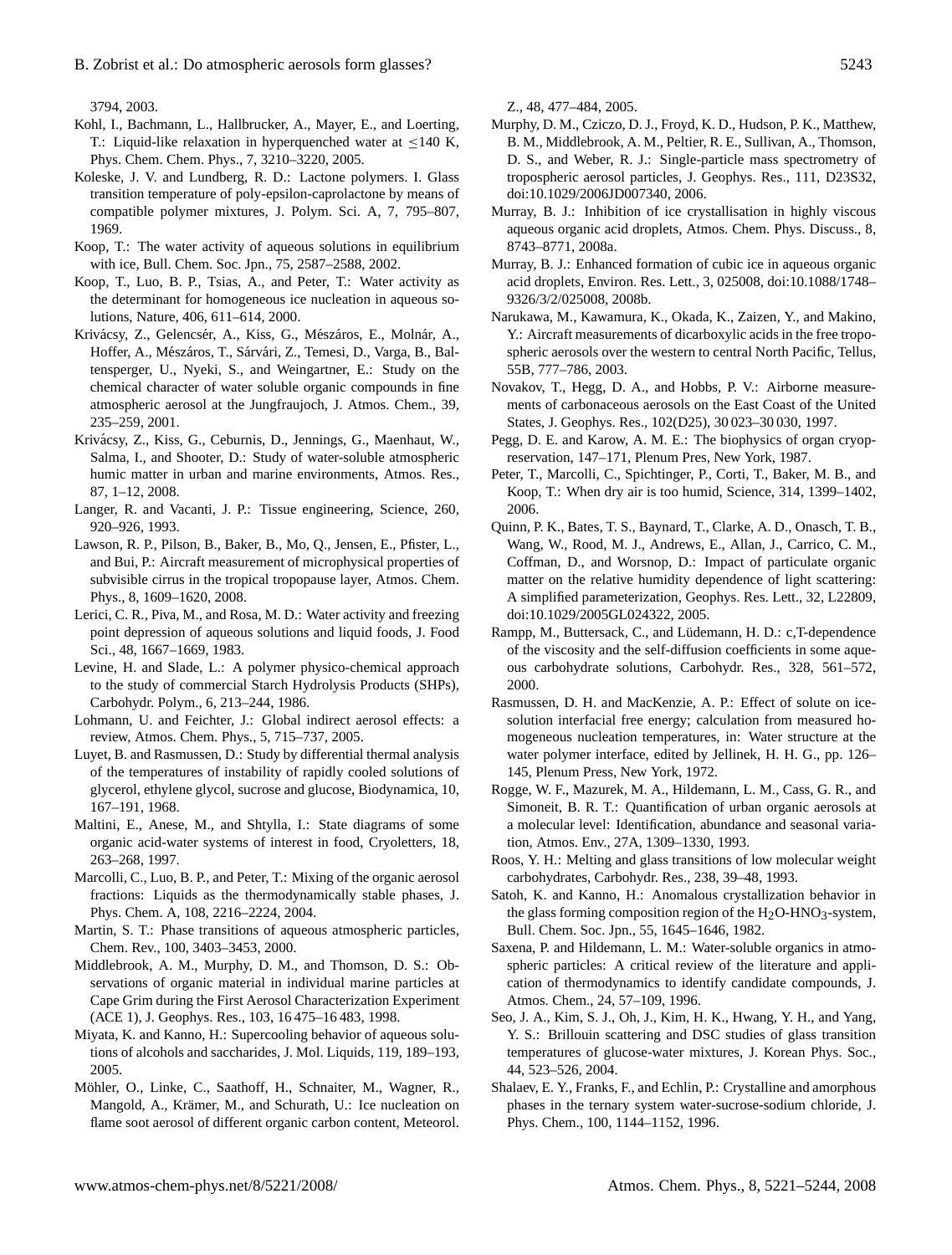3794, 2003.

Kohl, I., Bachmann, L., Hallbrucker, A., Mayer, E., and Loerting, T.: Liquid-like relaxation in hyperquenched water at $\leq$140 K, Phys. Chem. Chem. Phys., 7, 3210–3220, 2005.

Koleske, J. V. and Lundberg, R. D.: Lactone polymers. I. Glass transition temperature of poly-epsilon-caprolactone by means of compatible polymer mixtures, J. Polym. Sci. A, 7, 795–807, 1969.

Koop, T.: The water activity of aqueous solutions in equilibrium with ice, Bull. Chem. Soc. Jpn., 75, 2587–2588, 2002.

Koop, T., Luo, B. P., Tsias, A., and Peter, T.: Water activity as the determinant for homogeneous ice nucleation in aqueous solutions, Nature, 406, 611–614, 2000.

Krivácsy, Z., Gelencsér, A., Kiss, G., Mészáros, E., Molnár, A., Hoffer, A., Mészáros, T., Sárvári, Z., Temesi, D., Varga, B., Baltensperger, U., Nyeki, S., and Weingartner, E.: Study on the chemical character of water soluble organic compounds in fine atmospheric aerosol at the Jungfraujoch, J. Atmos. Chem., 39, 235–259, 2001.

Krivácsy, Z., Kiss, G., Ceburnis, D., Jennings, G., Maenhaut, W., Salma, I., and Shooter, D.: Study of water-soluble atmospheric humic matter in urban and marine environments, Atmos. Res., 87, 1–12, 2008.

Langer, R. and Vacanti, J. P.: Tissue engineering, Science, 260, 920–926, 1993.

Lawson, R. P., Pilson, B., Baker, B., Mo, Q., Jensen, E., Pfister, L., and Bui, P.: Aircraft measurement of microphysical properties of subvisible cirrus in the tropical tropopause layer, Atmos. Chem. Phys., 8, 1609–1620, 2008.

Lerici, C. R., Piva, M., and Rosa, M. D.: Water activity and freezing point depression of aqueous solutions and liquid foods, J. Food Sci., 48, 1667–1669, 1983.

Levine, H. and Slade, L.: A polymer physico-chemical approach to the study of commercial Starch Hydrolysis Products (SHPs), Carbohydr. Polym., 6, 213–244, 1986.

Lohmann, U. and Feichter, J.: Global indirect aerosol effects: a review, Atmos. Chem. Phys., 5, 715–737, 2005.

Luyet, B. and Rasmussen, D.: Study by differential thermal analysis of the temperatures of instability of rapidly cooled solutions of glycerol, ethylene glycol, sucrose and glucose, Biodynamica, 10, 167–191, 1968.

Maltini, E., Anese, M., and Shtylla, I.: State diagrams of some organic acid-water systems of interest in food, Cryoletters, 18, 263–268, 1997.

Marcolli, C., Luo, B. P., and Peter, T.: Mixing of the organic aerosol fractions: Liquids as the thermodynamically stable phases, J. Phys. Chem. A, 108, 2216–2224, 2004.

Martin, S. T.: Phase transitions of aqueous atmospheric particles, Chem. Rev., 100, 3403–3453, 2000.

Middlebrook, A. M., Murphy, D. M., and Thomson, D. S.: Observations of organic material in individual marine particles at Cape Grim during the First Aerosol Characterization Experiment (ACE 1), J. Geophys. Res., 103, 16 475–16 483, 1998.

Miyata, K. and Kanno, H.: Supercooling behavior of aqueous solutions of alcohols and saccharides, J. Mol. Liquids, 119, 189–193, 2005.

Möhler, O., Linke, C., Saathoff, H., Schnaiter, M., Wagner, R., Mangold, A., Krämer, M., and Schurath, U.: Ice nucleation on flame soot aerosol of different organic carbon content, Meteorol. Z., 48, 477–484, 2005.

Murphy, D. M., Cziczo, D. J., Froyd, K. D., Hudson, P. K., Matthew, B. M., Middlebrook, A. M., Peltier, R. E., Sullivan, A., Thomson, D. S., and Weber, R. J.: Single-particle mass spectrometry of tropospheric aerosol particles, J. Geophys. Res., 111, D23S32, doi:10.1029/2006JD007340, 2006.

Murray, B. J.: Inhibition of ice crystallisation in highly viscous aqueous organic acid droplets, Atmos. Chem. Phys. Discuss., 8, 8743–8771, 2008a.

Murray, B. J.: Enhanced formation of cubic ice in aqueous organic acid droplets, Environ. Res. Lett., 3, 025008, doi:10.1088/1748–9326/3/2/025008, 2008b.

Narukawa, M., Kawamura, K., Okada, K., Zaizen, Y., and Makino, Y.: Aircraft measurements of dicarboxylic acids in the free tropospheric aerosols over the western to central North Pacific, Tellus, 55B, 777–786, 2003.

Novakov, T., Hegg, D. A., and Hobbs, P. V.: Airborne measurements of carbonaceous aerosols on the East Coast of the United States, J. Geophys. Res., 102(D25), 30 023–30 030, 1997.

Pegg, D. E. and Karow, A. M. E.: The biophysics of organ cryopreservation, 147–171, Plenum Pres, New York, 1987.

Peter, T., Marcolli, C., Spichtinger, P., Corti, T., Baker, M. B., and Koop, T.: When dry air is too humid, Science, 314, 1399–1402, 2006.

Quinn, P. K., Bates, T. S., Baynard, T., Clarke, A. D., Onasch, T. B., Wang, W., Rood, M. J., Andrews, E., Allan, J., Carrico, C. M., Coffman, D., and Worsnop, D.: Impact of particulate organic matter on the relative humidity dependence of light scattering: A simplified parameterization, Geophys. Res. Lett., 32, L22809, doi:10.1029/2005GL024322, 2005.

Rampp, M., Buttersack, C., and Lüdemann, H. D.: c,T-dependence of the viscosity and the self-diffusion coefficients in some aqueous carbohydrate solutions, Carbohydr. Res., 328, 561–572, 2000.

Rasmussen, D. H. and MacKenzie, A. P.: Effect of solute on ice-solution interfacial free energy; calculation from measured homogeneous nucleation temperatures, in: Water structure at the water polymer interface, edited by Jellinek, H. H. G., pp. 126–145, Plenum Press, New York, 1972.

Rogge, W. F., Mazurek, M. A., Hildemann, L. M., Cass, G. R., and Simoneit, B. R. T.: Quantification of urban organic aerosols at a molecular level: Identification, abundance and seasonal variation, Atmos. Env., 27A, 1309–1330, 1993.

Roos, Y. H.: Melting and glass transitions of low molecular weight carbohydrates, Carbohydr. Res., 238, 39–48, 1993.

Satoh, K. and Kanno, H.: Anomalous crystallization behavior in the glass forming composition region of the $H_2O$-$HNO_3$-system, Bull. Chem. Soc. Jpn., 55, 1645–1646, 1982.

Saxena, P. and Hildemann, L. M.: Water-soluble organics in atmospheric particles: A critical review of the literature and application of thermodynamics to identify candidate compounds, J. Atmos. Chem., 24, 57–109, 1996.

Seo, J. A., Kim, S. J., Oh, J., Kim, H. K., Hwang, Y. H., and Yang, Y. S.: Brillouin scattering and DSC studies of glass transition temperatures of glucose-water mixtures, J. Korean Phys. Soc., 44, 523–526, 2004.

Shalaev, E. Y., Franks, F., and Echlin, P.: Crystalline and amorphous phases in the ternary system water-sucrose-sodium chloride, J. Phys. Chem., 100, 1144–1152, 1996.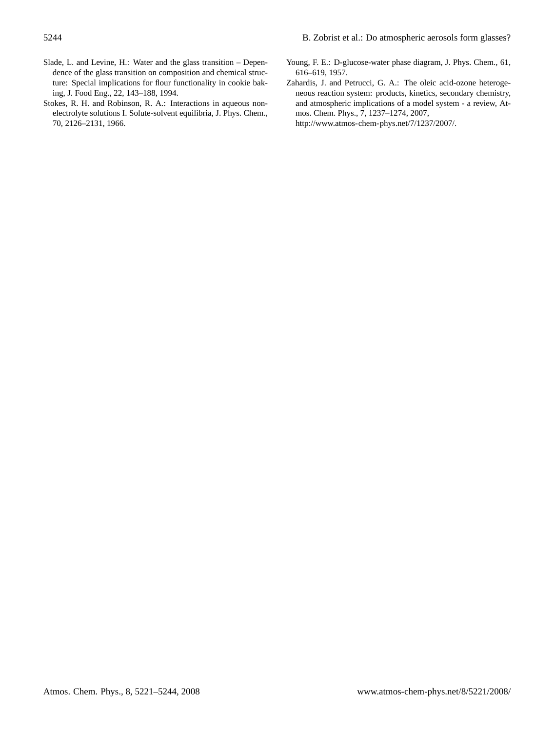Slade, L. and Levine, H.: Water and the glass transition – Dependence of the glass transition on composition and chemical structure: Special implications for flour functionality in cookie baking, J. Food Eng., 22, 143–188, 1994.

Stokes, R. H. and Robinson, R. A.: Interactions in aqueous nonelectrolyte solutions I. Solute-solvent equilibria, J. Phys. Chem., 70, 2126–2131, 1966.

Young, F. E.: D-glucose-water phase diagram, J. Phys. Chem., 61, 616–619, 1957.

Zahardis, J. and Petrucci, G. A.: The oleic acid-ozone heterogeneous reaction system: products, kinetics, secondary chemistry, and atmospheric implications of a model system - a review, Atmos. Chem. Phys., 7, 1237–1274, 2007, http://www.atmos-chem-phys.net/7/1237/2007/.